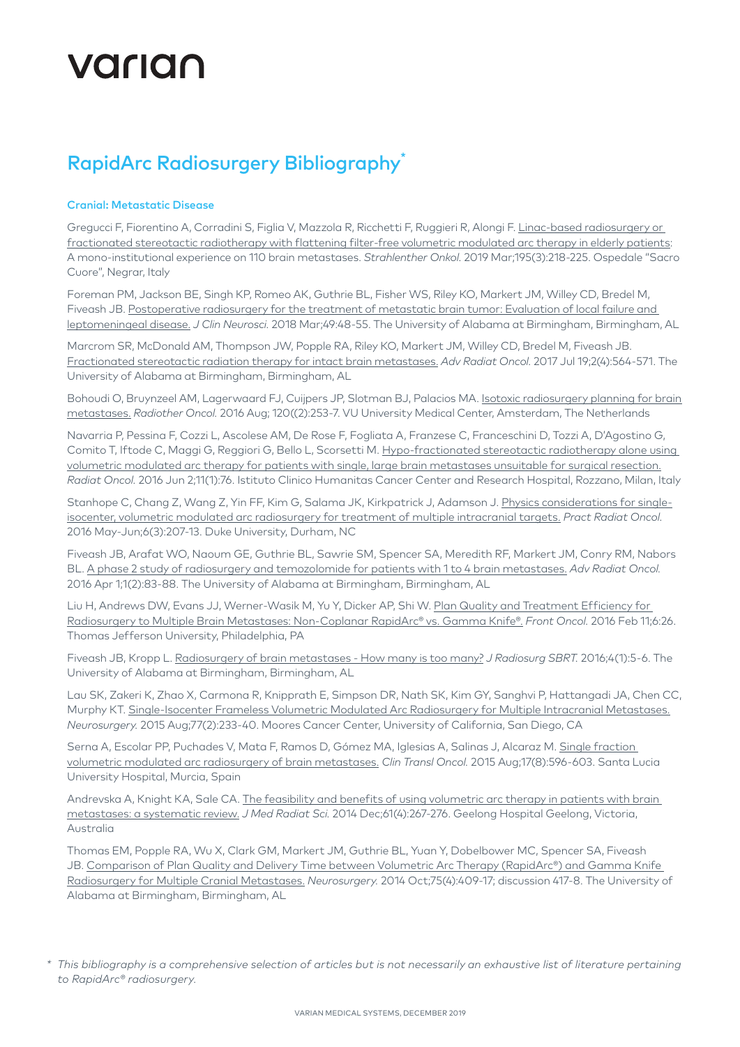# varian

## RapidArc Radiosurgery Bibliography*

### Cranial: Metastatic Disease

Gregucci F, Fiorentino A, Corradini S, Figlia V, Mazzola R, Ricchetti F, Ruggieri R, Alongi F. Linac-based radiosurgery or fractionated stereotactic radiotherapy with flattening filter-free volumetric modulated arc therapy in elderly patients: A mono-institutional experience on 110 brain metastases. *Strahlenther Onkol.* 2019 Mar;195(3):218-225. Ospedale "Sacro Cuore", Negrar, Italy

Foreman PM, Jackson BE, Singh KP, Romeo AK, Guthrie BL, Fisher WS, Riley KO, Markert JM, Willey CD, Bredel M, Fiveash JB. Postoperative radiosurgery for the treatment of metastatic brain tumor: Evaluation of local failure and leptomeningeal disease. *J Clin Neurosci.* 2018 Mar;49:48-55. The University of Alabama at Birmingham, Birmingham, AL

Marcrom SR, McDonald AM, Thompson JW, Popple RA, Riley KO, Markert JM, Willey CD, Bredel M, Fiveash JB. Fractionated stereotactic radiation therapy for intact brain metastases. *Adv Radiat Oncol.* 2017 Jul 19;2(4):564-571. The University of Alabama at Birmingham, Birmingham, AL

Bohoudi O, Bruynzeel AM, Lagerwaard FJ, Cuijpers JP, Slotman BJ, Palacios MA. Isotoxic radiosurgery planning for brain metastases. *Radiother Oncol.* 2016 Aug; 120((2):253-7. VU University Medical Center, Amsterdam, The Netherlands

Navarria P, Pessina F, Cozzi L, Ascolese AM, De Rose F, Fogliata A, Franzese C, Franceschini D, Tozzi A, D'Agostino G, Comito T, Iftode C, Maggi G, Reggiori G, Bello L, Scorsetti M. Hypo-fractionated stereotactic radiotherapy alone using volumetric modulated arc therapy for patients with single, large brain metastases unsuitable for surgical resection. *Radiat Oncol.* 2016 Jun 2;11(1):76. Istituto Clinico Humanitas Cancer Center and Research Hospital, Rozzano, Milan, Italy

Stanhope C, Chang Z, Wang Z, Yin FF, Kim G, Salama JK, Kirkpatrick J, Adamson J. Physics considerations for single-isocenter, volumetric modulated arc radiosurgery for treatment of multiple intracranial targets. *Pract Radiat Oncol.* 2016 May-Jun;6(3):207-13. Duke University, Durham, NC

Fiveash JB, Arafat WO, Naoum GE, Guthrie BL, Sawrie SM, Spencer SA, Meredith RF, Markert JM, Conry RM, Nabors BL. A phase 2 study of radiosurgery and temozolomide for patients with 1 to 4 brain metastases. *Adv Radiat Oncol.* 2016 Apr 1;1(2):83-88. The University of Alabama at Birmingham, Birmingham, AL

Liu H, Andrews DW, Evans JJ, Werner-Wasik M, Yu Y, Dicker AP, Shi W. Plan Quality and Treatment Efficiency for Radiosurgery to Multiple Brain Metastases: Non-Coplanar RapidArc® vs. Gamma Knife®. *Front Oncol.* 2016 Feb 11;6:26. Thomas Jefferson University, Philadelphia, PA

Fiveash JB, Kropp L. Radiosurgery of brain metastases - How many is too many? *J Radiosurg SBRT.* 2016;4(1):5-6. The University of Alabama at Birmingham, Birmingham, AL

Lau SK, Zakeri K, Zhao X, Carmona R, Knipprath E, Simpson DR, Nath SK, Kim GY, Sanghvi P, Hattangadi JA, Chen CC, Murphy KT. Single-Isocenter Frameless Volumetric Modulated Arc Radiosurgery for Multiple Intracranial Metastases. *Neurosurgery.* 2015 Aug;77(2):233-40. Moores Cancer Center, University of California, San Diego, CA

Serna A, Escolar PP, Puchades V, Mata F, Ramos D, Gómez MA, Iglesias A, Salinas J, Alcaraz M. Single fraction volumetric modulated arc radiosurgery of brain metastases. *Clin Transl Oncol.* 2015 Aug;17(8):596-603. Santa Lucia University Hospital, Murcia, Spain

Andrevska A, Knight KA, Sale CA. The feasibility and benefits of using volumetric arc therapy in patients with brain metastases: a systematic review. *J Med Radiat Sci.* 2014 Dec;61(4):267-276. Geelong Hospital Geelong, Victoria, Australia

Thomas EM, Popple RA, Wu X, Clark GM, Markert JM, Guthrie BL, Yuan Y, Dobelbower MC, Spencer SA, Fiveash JB. Comparison of Plan Quality and Delivery Time between Volumetric Arc Therapy (RapidArc®) and Gamma Knife Radiosurgery for Multiple Cranial Metastases. *Neurosurgery.* 2014 Oct;75(4):409-17; discussion 417-8. The University of Alabama at Birmingham, Birmingham, AL

\* *This bibliography is a comprehensive selection of articles but is not necessarily an exhaustive list of literature pertaining to RapidArc® radiosurgery.*

VARIAN MEDICAL SYSTEMS, DECEMBER 2019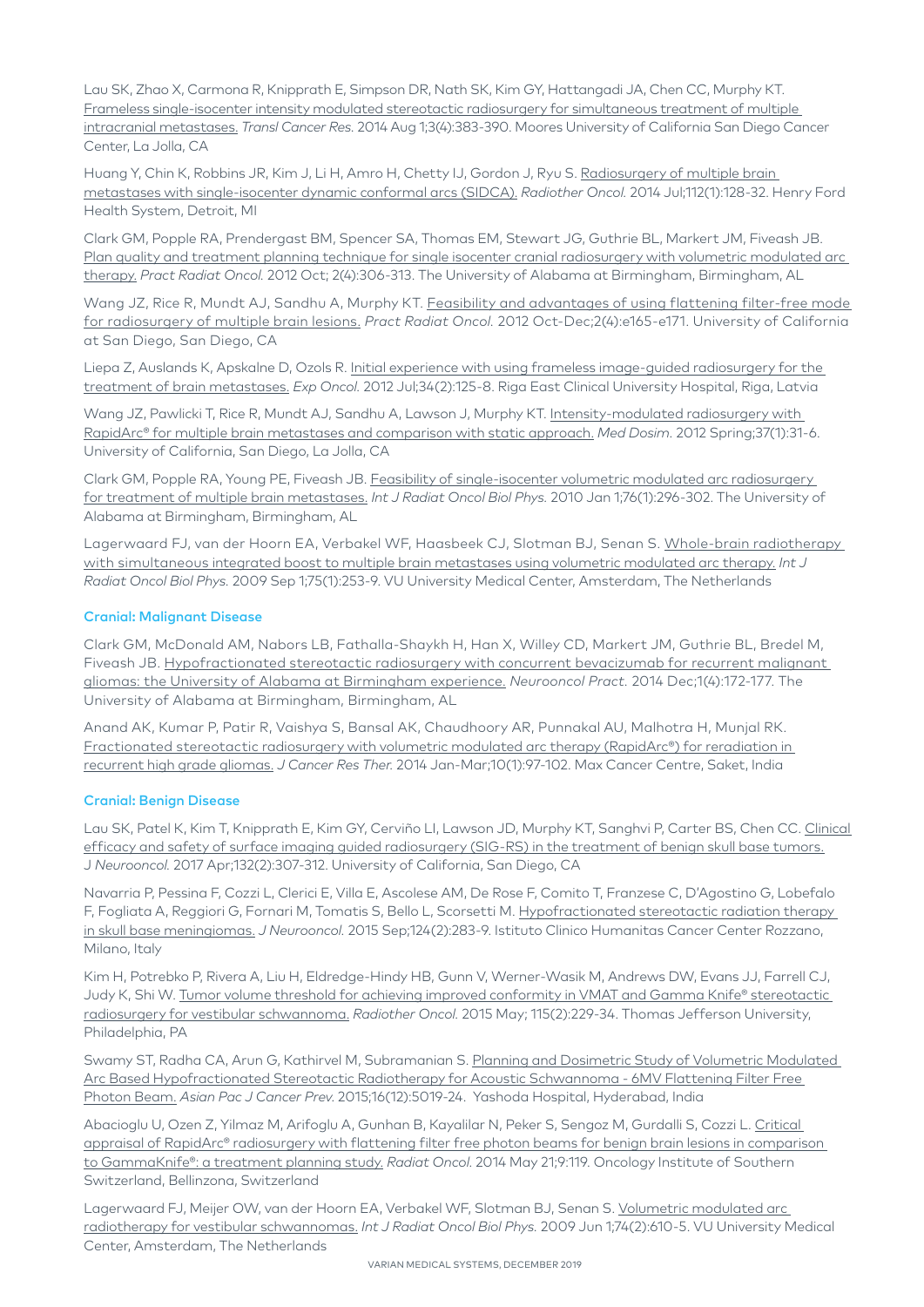Lau SK, Zhao X, Carmona R, Knipprath E, Simpson DR, Nath SK, Kim GY, Hattangadi JA, Chen CC, Murphy KT. Frameless single-isocenter intensity modulated stereotactic radiosurgery for simultaneous treatment of multiple intracranial metastases. *Transl Cancer Res.* 2014 Aug 1;3(4):383-390. Moores University of California San Diego Cancer Center, La Jolla, CA

Huang Y, Chin K, Robbins JR, Kim J, Li H, Amro H, Chetty IJ, Gordon J, Ryu S. Radiosurgery of multiple brain metastases with single-isocenter dynamic conformal arcs (SIDCA). *Radiother Oncol.* 2014 Jul;112(1):128-32. Henry Ford Health System, Detroit, MI

Clark GM, Popple RA, Prendergast BM, Spencer SA, Thomas EM, Stewart JG, Guthrie BL, Markert JM, Fiveash JB. Plan quality and treatment planning technique for single isocenter cranial radiosurgery with volumetric modulated arc therapy. *Pract Radiat Oncol.* 2012 Oct; 2(4):306-313. The University of Alabama at Birmingham, Birmingham, AL

Wang JZ, Rice R, Mundt AJ, Sandhu A, Murphy KT. Feasibility and advantages of using flattening filter-free mode for radiosurgery of multiple brain lesions. *Pract Radiat Oncol.* 2012 Oct-Dec;2(4):e165-e171. University of California at San Diego, San Diego, CA

Liepa Z, Auslands K, Apskalne D, Ozols R. Initial experience with using frameless image-guided radiosurgery for the treatment of brain metastases. *Exp Oncol.* 2012 Jul;34(2):125-8. Riga East Clinical University Hospital, Riga, Latvia

Wang JZ, Pawlicki T, Rice R, Mundt AJ, Sandhu A, Lawson J, Murphy KT. Intensity-modulated radiosurgery with RapidArc® for multiple brain metastases and comparison with static approach. *Med Dosim.* 2012 Spring;37(1):31-6. University of California, San Diego, La Jolla, CA

Clark GM, Popple RA, Young PE, Fiveash JB. Feasibility of single-isocenter volumetric modulated arc radiosurgery for treatment of multiple brain metastases. *Int J Radiat Oncol Biol Phys.* 2010 Jan 1;76(1):296-302. The University of Alabama at Birmingham, Birmingham, AL

Lagerwaard FJ, van der Hoorn EA, Verbakel WF, Haasbeek CJ, Slotman BJ, Senan S. Whole-brain radiotherapy with simultaneous integrated boost to multiple brain metastases using volumetric modulated arc therapy. *Int J Radiat Oncol Biol Phys.* 2009 Sep 1;75(1):253-9. VU University Medical Center, Amsterdam, The Netherlands

### Cranial: Malignant Disease

Clark GM, McDonald AM, Nabors LB, Fathalla-Shaykh H, Han X, Willey CD, Markert JM, Guthrie BL, Bredel M, Fiveash JB. Hypofractionated stereotactic radiosurgery with concurrent bevacizumab for recurrent malignant gliomas: the University of Alabama at Birmingham experience. *Neurooncol Pract.* 2014 Dec;1(4):172-177. The University of Alabama at Birmingham, Birmingham, AL

Anand AK, Kumar P, Patir R, Vaishya S, Bansal AK, Chaudhoory AR, Punnakal AU, Malhotra H, Munjal RK. Fractionated stereotactic radiosurgery with volumetric modulated arc therapy (RapidArc®) for reradiation in recurrent high grade gliomas. *J Cancer Res Ther.* 2014 Jan-Mar;10(1):97-102. Max Cancer Centre, Saket, India

### Cranial: Benign Disease

Lau SK, Patel K, Kim T, Knipprath E, Kim GY, Cerviño LI, Lawson JD, Murphy KT, Sanghvi P, Carter BS, Chen CC. Clinical efficacy and safety of surface imaging guided radiosurgery (SIG-RS) in the treatment of benign skull base tumors. *J Neurooncol.* 2017 Apr;132(2):307-312. University of California, San Diego, CA

Navarria P, Pessina F, Cozzi L, Clerici E, Villa E, Ascolese AM, De Rose F, Comito T, Franzese C, D'Agostino G, Lobefalo F, Fogliata A, Reggiori G, Fornari M, Tomatis S, Bello L, Scorsetti M. Hypofractionated stereotactic radiation therapy in skull base meningiomas. *J Neurooncol.* 2015 Sep;124(2):283-9. Istituto Clinico Humanitas Cancer Center Rozzano, Milano, Italy

Kim H, Potrebko P, Rivera A, Liu H, Eldredge-Hindy HB, Gunn V, Werner-Wasik M, Andrews DW, Evans JJ, Farrell CJ, Judy K, Shi W. Tumor volume threshold for achieving improved conformity in VMAT and Gamma Knife® stereotactic radiosurgery for vestibular schwannoma. *Radiother Oncol.* 2015 May; 115(2):229-34. Thomas Jefferson University, Philadelphia, PA

Swamy ST, Radha CA, Arun G, Kathirvel M, Subramanian S. Planning and Dosimetric Study of Volumetric Modulated Arc Based Hypofractionated Stereotactic Radiotherapy for Acoustic Schwannoma - 6MV Flattening Filter Free Photon Beam. *Asian Pac J Cancer Prev.* 2015;16(12):5019-24. Yashoda Hospital, Hyderabad, India

Abacioglu U, Ozen Z, Yilmaz M, Arifoglu A, Gunhan B, Kayalilar N, Peker S, Sengoz M, Gurdalli S, Cozzi L. Critical appraisal of RapidArc® radiosurgery with flattening filter free photon beams for benign brain lesions in comparison to GammaKnife®: a treatment planning study. *Radiat Oncol.* 2014 May 21;9:119. Oncology Institute of Southern Switzerland, Bellinzona, Switzerland

Lagerwaard FJ, Meijer OW, van der Hoorn EA, Verbakel WF, Slotman BJ, Senan S. Volumetric modulated arc radiotherapy for vestibular schwannomas. *Int J Radiat Oncol Biol Phys.* 2009 Jun 1;74(2):610-5. VU University Medical Center, Amsterdam, The Netherlands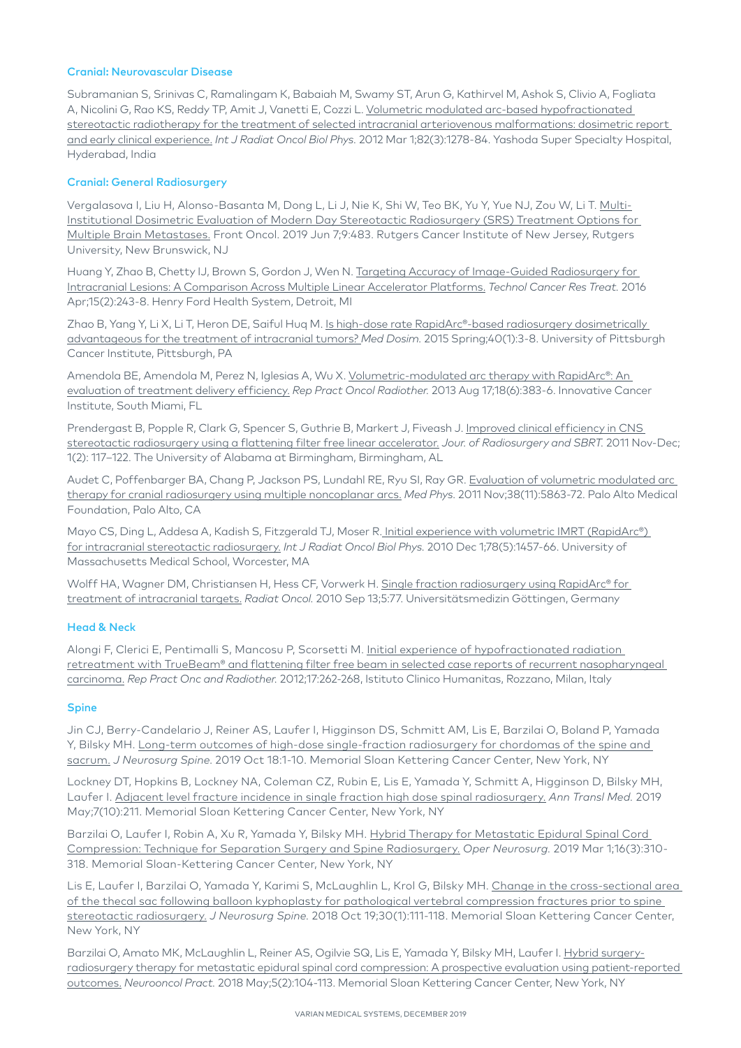### Cranial: Neurovascular Disease

Subramanian S, Srinivas C, Ramalingam K, Babaiah M, Swamy ST, Arun G, Kathirvel M, Ashok S, Clivio A, Fogliata A, Nicolini G, Rao KS, Reddy TP, Amit J, Vanetti E, Cozzi L. Volumetric modulated arc-based hypofractionated stereotactic radiotherapy for the treatment of selected intracranial arteriovenous malformations: dosimetric report and early clinical experience. *Int J Radiat Oncol Biol Phys.* 2012 Mar 1;82(3):1278-84. Yashoda Super Specialty Hospital, Hyderabad, India

### Cranial: General Radiosurgery

Vergalasova I, Liu H, Alonso-Basanta M, Dong L, Li J, Nie K, Shi W, Teo BK, Yu Y, Yue NJ, Zou W, Li T. Multi-Institutional Dosimetric Evaluation of Modern Day Stereotactic Radiosurgery (SRS) Treatment Options for Multiple Brain Metastases. Front Oncol. 2019 Jun 7;9:483. Rutgers Cancer Institute of New Jersey, Rutgers University, New Brunswick, NJ

Huang Y, Zhao B, Chetty IJ, Brown S, Gordon J, Wen N. Targeting Accuracy of Image-Guided Radiosurgery for Intracranial Lesions: A Comparison Across Multiple Linear Accelerator Platforms. *Technol Cancer Res Treat.* 2016 Apr;15(2):243-8. Henry Ford Health System, Detroit, MI

Zhao B, Yang Y, Li X, Li T, Heron DE, Saiful Huq M. Is high-dose rate RapidArc®-based radiosurgery dosimetrically advantageous for the treatment of intracranial tumors? *Med Dosim.* 2015 Spring;40(1):3-8. University of Pittsburgh Cancer Institute, Pittsburgh, PA

Amendola BE, Amendola M, Perez N, Iglesias A, Wu X. Volumetric-modulated arc therapy with RapidArc®: An evaluation of treatment delivery efficiency. *Rep Pract Oncol Radiother.* 2013 Aug 17;18(6):383-6. Innovative Cancer Institute, South Miami, FL

Prendergast B, Popple R, Clark G, Spencer S, Guthrie B, Markert J, Fiveash J. Improved clinical efficiency in CNS stereotactic radiosurgery using a flattening filter free linear accelerator. *Jour. of Radiosurgery and SBRT.* 2011 Nov-Dec; 1(2): 117–122. The University of Alabama at Birmingham, Birmingham, AL

Audet C, Poffenbarger BA, Chang P, Jackson PS, Lundahl RE, Ryu SI, Ray GR. Evaluation of volumetric modulated arc therapy for cranial radiosurgery using multiple noncoplanar arcs. *Med Phys.* 2011 Nov;38(11):5863-72. Palo Alto Medical Foundation, Palo Alto, CA

Mayo CS, Ding L, Addesa A, Kadish S, Fitzgerald TJ, Moser R. Initial experience with volumetric IMRT (RapidArc®) for intracranial stereotactic radiosurgery. *Int J Radiat Oncol Biol Phys.* 2010 Dec 1;78(5):1457-66. University of Massachusetts Medical School, Worcester, MA

Wolff HA, Wagner DM, Christiansen H, Hess CF, Vorwerk H. Single fraction radiosurgery using RapidArc® for treatment of intracranial targets. *Radiat Oncol.* 2010 Sep 13;5:77. Universitätsmedizin Göttingen, Germany

### Head & Neck

Alongi F, Clerici E, Pentimalli S, Mancosu P, Scorsetti M. Initial experience of hypofractionated radiation retreatment with TrueBeam® and flattening filter free beam in selected case reports of recurrent nasopharyngeal carcinoma. *Rep Pract Onc and Radiother.* 2012;17:262-268, Istituto Clinico Humanitas, Rozzano, Milan, Italy

### Spine

Jin CJ, Berry-Candelario J, Reiner AS, Laufer I, Higginson DS, Schmitt AM, Lis E, Barzilai O, Boland P, Yamada Y, Bilsky MH. Long-term outcomes of high-dose single-fraction radiosurgery for chordomas of the spine and sacrum. *J Neurosurg Spine.* 2019 Oct 18:1-10. Memorial Sloan Kettering Cancer Center, New York, NY

Lockney DT, Hopkins B, Lockney NA, Coleman CZ, Rubin E, Lis E, Yamada Y, Schmitt A, Higginson D, Bilsky MH, Laufer I. Adjacent level fracture incidence in single fraction high dose spinal radiosurgery. *Ann Transl Med.* 2019 May;7(10):211. Memorial Sloan Kettering Cancer Center, New York, NY

Barzilai O, Laufer I, Robin A, Xu R, Yamada Y, Bilsky MH. Hybrid Therapy for Metastatic Epidural Spinal Cord Compression: Technique for Separation Surgery and Spine Radiosurgery. *Oper Neurosurg.* 2019 Mar 1;16(3):310-318. Memorial Sloan-Kettering Cancer Center, New York, NY

Lis E, Laufer I, Barzilai O, Yamada Y, Karimi S, McLaughlin L, Krol G, Bilsky MH. Change in the cross-sectional area of the thecal sac following balloon kyphoplasty for pathological vertebral compression fractures prior to spine stereotactic radiosurgery. *J Neurosurg Spine.* 2018 Oct 19;30(1):111-118. Memorial Sloan Kettering Cancer Center, New York, NY

Barzilai O, Amato MK, McLaughlin L, Reiner AS, Ogilvie SQ, Lis E, Yamada Y, Bilsky MH, Laufer I. Hybrid surgery-radiosurgery therapy for metastatic epidural spinal cord compression: A prospective evaluation using patient-reported outcomes. *Neurooncol Pract.* 2018 May;5(2):104-113. Memorial Sloan Kettering Cancer Center, New York, NY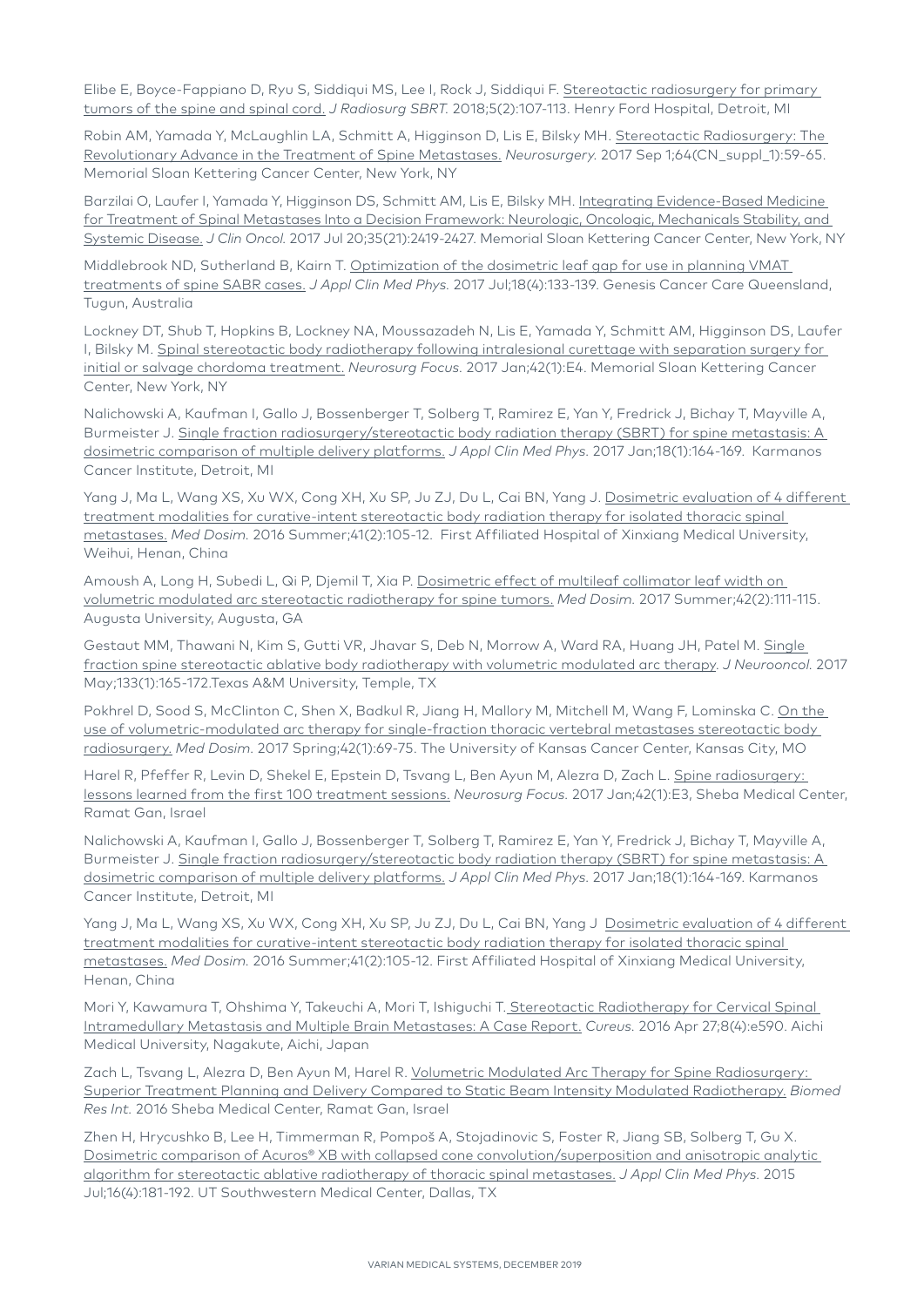Elibe E, Boyce-Fappiano D, Ryu S, Siddiqui MS, Lee I, Rock J, Siddiqui F. Stereotactic radiosurgery for primary tumors of the spine and spinal cord. *J Radiosurg SBRT*. 2018;5(2):107-113. Henry Ford Hospital, Detroit, MI

Robin AM, Yamada Y, McLaughlin LA, Schmitt A, Higginson D, Lis E, Bilsky MH. Stereotactic Radiosurgery: The Revolutionary Advance in the Treatment of Spine Metastases. *Neurosurgery*. 2017 Sep 1;64(CN_suppl_1):59-65. Memorial Sloan Kettering Cancer Center, New York, NY

Barzilai O, Laufer I, Yamada Y, Higginson DS, Schmitt AM, Lis E, Bilsky MH. Integrating Evidence-Based Medicine for Treatment of Spinal Metastases Into a Decision Framework: Neurologic, Oncologic, Mechanicals Stability, and Systemic Disease. *J Clin Oncol*. 2017 Jul 20;35(21):2419-2427. Memorial Sloan Kettering Cancer Center, New York, NY

Middlebrook ND, Sutherland B, Kairn T. Optimization of the dosimetric leaf gap for use in planning VMAT treatments of spine SABR cases. *J Appl Clin Med Phys*. 2017 Jul;18(4):133-139. Genesis Cancer Care Queensland, Tugun, Australia

Lockney DT, Shub T, Hopkins B, Lockney NA, Moussazadeh N, Lis E, Yamada Y, Schmitt AM, Higginson DS, Laufer I, Bilsky M. Spinal stereotactic body radiotherapy following intralesional curettage with separation surgery for initial or salvage chordoma treatment. *Neurosurg Focus*. 2017 Jan;42(1):E4. Memorial Sloan Kettering Cancer Center, New York, NY

Nalichowski A, Kaufman I, Gallo J, Bossenberger T, Solberg T, Ramirez E, Yan Y, Fredrick J, Bichay T, Mayville A, Burmeister J. Single fraction radiosurgery/stereotactic body radiation therapy (SBRT) for spine metastasis: A dosimetric comparison of multiple delivery platforms. *J Appl Clin Med Phys*. 2017 Jan;18(1):164-169. Karmanos Cancer Institute, Detroit, MI

Yang J, Ma L, Wang XS, Xu WX, Cong XH, Xu SP, Ju ZJ, Du L, Cai BN, Yang J. Dosimetric evaluation of 4 different treatment modalities for curative-intent stereotactic body radiation therapy for isolated thoracic spinal metastases. *Med Dosim*. 2016 Summer;41(2):105-12. First Affiliated Hospital of Xinxiang Medical University, Weihui, Henan, China

Amoush A, Long H, Subedi L, Qi P, Djemil T, Xia P. Dosimetric effect of multileaf collimator leaf width on volumetric modulated arc stereotactic radiotherapy for spine tumors. *Med Dosim*. 2017 Summer;42(2):111-115. Augusta University, Augusta, GA

Gestaut MM, Thawani N, Kim S, Gutti VR, Jhavar S, Deb N, Morrow A, Ward RA, Huang JH, Patel M. Single fraction spine stereotactic ablative body radiotherapy with volumetric modulated arc therapy. *J Neurooncol*. 2017 May;133(1):165-172.Texas A&M University, Temple, TX

Pokhrel D, Sood S, McClinton C, Shen X, Badkul R, Jiang H, Mallory M, Mitchell M, Wang F, Lominska C. On the use of volumetric-modulated arc therapy for single-fraction thoracic vertebral metastases stereotactic body radiosurgery. *Med Dosim*. 2017 Spring;42(1):69-75. The University of Kansas Cancer Center, Kansas City, MO

Harel R, Pfeffer R, Levin D, Shekel E, Epstein D, Tsvang L, Ben Ayun M, Alezra D, Zach L. Spine radiosurgery: lessons learned from the first 100 treatment sessions. *Neurosurg Focus*. 2017 Jan;42(1):E3, Sheba Medical Center, Ramat Gan, Israel

Nalichowski A, Kaufman I, Gallo J, Bossenberger T, Solberg T, Ramirez E, Yan Y, Fredrick J, Bichay T, Mayville A, Burmeister J. Single fraction radiosurgery/stereotactic body radiation therapy (SBRT) for spine metastasis: A dosimetric comparison of multiple delivery platforms. *J Appl Clin Med Phys*. 2017 Jan;18(1):164-169. Karmanos Cancer Institute, Detroit, MI

Yang J, Ma L, Wang XS, Xu WX, Cong XH, Xu SP, Ju ZJ, Du L, Cai BN, Yang J Dosimetric evaluation of 4 different treatment modalities for curative-intent stereotactic body radiation therapy for isolated thoracic spinal metastases. *Med Dosim*. 2016 Summer;41(2):105-12. First Affiliated Hospital of Xinxiang Medical University, Henan, China

Mori Y, Kawamura T, Ohshima Y, Takeuchi A, Mori T, Ishiguchi T. Stereotactic Radiotherapy for Cervical Spinal Intramedullary Metastasis and Multiple Brain Metastases: A Case Report. *Cureus*. 2016 Apr 27;8(4):e590. Aichi Medical University, Nagakute, Aichi, Japan

Zach L, Tsvang L, Alezra D, Ben Ayun M, Harel R. Volumetric Modulated Arc Therapy for Spine Radiosurgery: Superior Treatment Planning and Delivery Compared to Static Beam Intensity Modulated Radiotherapy. *Biomed Res Int*. 2016 Sheba Medical Center, Ramat Gan, Israel

Zhen H, Hrycushko B, Lee H, Timmerman R, Pompoš A, Stojadinovic S, Foster R, Jiang SB, Solberg T, Gu X. Dosimetric comparison of Acuros® XB with collapsed cone convolution/superposition and anisotropic analytic algorithm for stereotactic ablative radiotherapy of thoracic spinal metastases. *J Appl Clin Med Phys*. 2015 Jul;16(4):181-192. UT Southwestern Medical Center, Dallas, TX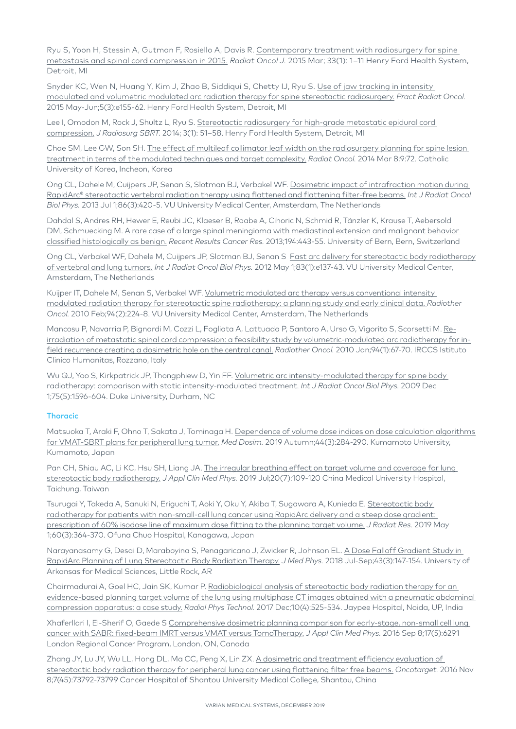Ryu S, Yoon H, Stessin A, Gutman F, Rosiello A, Davis R. Contemporary treatment with radiosurgery for spine metastasis and spinal cord compression in 2015. *Radiat Oncol J.* 2015 Mar; 33(1): 1–11 Henry Ford Health System, Detroit, MI

Snyder KC, Wen N, Huang Y, Kim J, Zhao B, Siddiqui S, Chetty IJ, Ryu S. Use of jaw tracking in intensity modulated and volumetric modulated arc radiation therapy for spine stereotactic radiosurgery. *Pract Radiat Oncol.* 2015 May-Jun;5(3):e155-62. Henry Ford Health System, Detroit, MI

Lee I, Omodon M, Rock J, Shultz L, Ryu S. Stereotactic radiosurgery for high-grade metastatic epidural cord compression. *J Radiosurg SBRT.* 2014; 3(1): 51–58. Henry Ford Health System, Detroit, MI

Chae SM, Lee GW, Son SH. The effect of multileaf collimator leaf width on the radiosurgery planning for spine lesion treatment in terms of the modulated techniques and target complexity. *Radiat Oncol.* 2014 Mar 8;9:72. Catholic University of Korea, Incheon, Korea

Ong CL, Dahele M, Cuijpers JP, Senan S, Slotman BJ, Verbakel WF. Dosimetric impact of intrafraction motion during RapidArc® stereotactic vertebral radiation therapy using flattened and flattening filter-free beams. *Int J Radiat Oncol Biol Phys.* 2013 Jul 1;86(3):420-5. VU University Medical Center, Amsterdam, The Netherlands

Dahdal S, Andres RH, Hewer E, Reubi JC, Klaeser B, Raabe A, Cihoric N, Schmid R, Tänzler K, Krause T, Aebersold DM, Schmuecking M. A rare case of a large spinal meningioma with mediastinal extension and malignant behavior classified histologically as benign. *Recent Results Cancer Res.* 2013;194:443-55. University of Bern, Bern, Switzerland

Ong CL, Verbakel WF, Dahele M, Cuijpers JP, Slotman BJ, Senan S Fast arc delivery for stereotactic body radiotherapy of vertebral and lung tumors. *Int J Radiat Oncol Biol Phys.* 2012 May 1;83(1):e137-43. VU University Medical Center, Amsterdam, The Netherlands

Kuijper IT, Dahele M, Senan S, Verbakel WF. Volumetric modulated arc therapy versus conventional intensity modulated radiation therapy for stereotactic spine radiotherapy: a planning study and early clinical data. *Radiother Oncol.* 2010 Feb;94(2):224-8. VU University Medical Center, Amsterdam, The Netherlands

Mancosu P, Navarria P, Bignardi M, Cozzi L, Fogliata A, Lattuada P, Santoro A, Urso G, Vigorito S, Scorsetti M. Re-irradiation of metastatic spinal cord compression: a feasibility study by volumetric-modulated arc radiotherapy for in-field recurrence creating a dosimetric hole on the central canal. *Radiother Oncol.* 2010 Jan;94(1):67-70. IRCCS Istituto Clinico Humanitas, Rozzano, Italy

Wu QJ, Yoo S, Kirkpatrick JP, Thongphiew D, Yin FF. Volumetric arc intensity-modulated therapy for spine body radiotherapy: comparison with static intensity-modulated treatment. *Int J Radiat Oncol Biol Phys.* 2009 Dec 1;75(5):1596-604. Duke University, Durham, NC

## Thoracic

Matsuoka T, Araki F, Ohno T, Sakata J, Tominaga H. Dependence of volume dose indices on dose calculation algorithms for VMAT-SBRT plans for peripheral lung tumor. *Med Dosim.* 2019 Autumn;44(3):284-290. Kumamoto University, Kumamoto, Japan

Pan CH, Shiau AC, Li KC, Hsu SH, Liang JA. The irregular breathing effect on target volume and coverage for lung stereotactic body radiotherapy. *J Appl Clin Med Phys.* 2019 Jul;20(7):109-120 China Medical University Hospital, Taichung, Taiwan

Tsurugai Y, Takeda A, Sanuki N, Eriguchi T, Aoki Y, Oku Y, Akiba T, Sugawara A, Kunieda E. Stereotactic body radiotherapy for patients with non-small-cell lung cancer using RapidArc delivery and a steep dose gradient: prescription of 60% isodose line of maximum dose fitting to the planning target volume. *J Radiat Res.* 2019 May 1;60(3):364-370. Ofuna Chuo Hospital, Kanagawa, Japan

Narayanasamy G, Desai D, Maraboyina S, Penagaricano J, Zwicker R, Johnson EL. A Dose Falloff Gradient Study in RapidArc Planning of Lung Stereotactic Body Radiation Therapy. *J Med Phys.* 2018 Jul-Sep;43(3):147-154. University of Arkansas for Medical Sciences, Little Rock, AR

Chairmadurai A, Goel HC, Jain SK, Kumar P. Radiobiological analysis of stereotactic body radiation therapy for an evidence-based planning target volume of the lung using multiphase CT images obtained with a pneumatic abdominal compression apparatus: a case study. *Radiol Phys Technol.* 2017 Dec;10(4):525-534. Jaypee Hospital, Noida, UP, India

Xhaferllari I, El-Sherif O, Gaede S Comprehensive dosimetric planning comparison for early-stage, non-small cell lung cancer with SABR: fixed-beam IMRT versus VMAT versus TomoTherapy. *J Appl Clin Med Phys.* 2016 Sep 8;17(5):6291 London Regional Cancer Program, London, ON, Canada

Zhang JY, Lu JY, Wu LL, Hong DL, Ma CC, Peng X, Lin ZX. A dosimetric and treatment efficiency evaluation of stereotactic body radiation therapy for peripheral lung cancer using flattening filter free beams. *Oncotarget.* 2016 Nov 8;7(45):73792-73799 Cancer Hospital of Shantou University Medical College, Shantou, China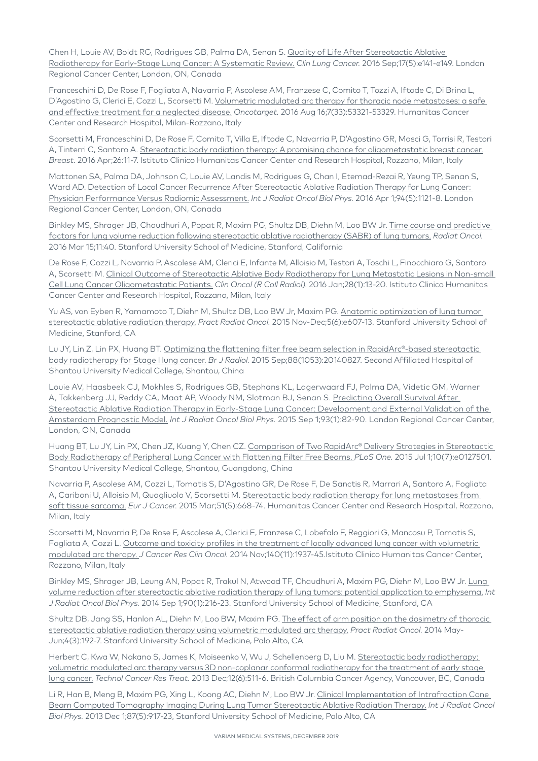Chen H, Louie AV, Boldt RG, Rodrigues GB, Palma DA, Senan S. Quality of Life After Stereotactic Ablative Radiotherapy for Early-Stage Lung Cancer: A Systematic Review. *Clin Lung Cancer.* 2016 Sep;17(5):e141-e149. London Regional Cancer Center, London, ON, Canada

Franceschini D, De Rose F, Fogliata A, Navarria P, Ascolese AM, Franzese C, Comito T, Tozzi A, Iftode C, Di Brina L, D'Agostino G, Clerici E, Cozzi L, Scorsetti M. Volumetric modulated arc therapy for thoracic node metastases: a safe and effective treatment for a neglected disease. *Oncotarget.* 2016 Aug 16;7(33):53321-53329. Humanitas Cancer Center and Research Hospital, Milan-Rozzano, Italy

Scorsetti M, Franceschini D, De Rose F, Comito T, Villa E, Iftode C, Navarria P, D'Agostino GR, Masci G, Torrisi R, Testori A, Tinterri C, Santoro A. Stereotactic body radiation therapy: A promising chance for oligometastatic breast cancer. *Breast.* 2016 Apr;26:11-7. Istituto Clinico Humanitas Cancer Center and Research Hospital, Rozzano, Milan, Italy

Mattonen SA, Palma DA, Johnson C, Louie AV, Landis M, Rodrigues G, Chan I, Etemad-Rezai R, Yeung TP, Senan S, Ward AD. Detection of Local Cancer Recurrence After Stereotactic Ablative Radiation Therapy for Lung Cancer: Physician Performance Versus Radiomic Assessment. *Int J Radiat Oncol Biol Phys.* 2016 Apr 1;94(5):1121-8. London Regional Cancer Center, London, ON, Canada

Binkley MS, Shrager JB, Chaudhuri A, Popat R, Maxim PG, Shultz DB, Diehn M, Loo BW Jr. Time course and predictive factors for lung volume reduction following stereotactic ablative radiotherapy (SABR) of lung tumors. *Radiat Oncol.* 2016 Mar 15;11:40. Stanford University School of Medicine, Stanford, California

De Rose F, Cozzi L, Navarria P, Ascolese AM, Clerici E, Infante M, Alloisio M, Testori A, Toschi L, Finocchiaro G, Santoro A, Scorsetti M. Clinical Outcome of Stereotactic Ablative Body Radiotherapy for Lung Metastatic Lesions in Non-small Cell Lung Cancer Oligometastatic Patients. *Clin Oncol (R Coll Radiol).* 2016 Jan;28(1):13-20. Istituto Clinico Humanitas Cancer Center and Research Hospital, Rozzano, Milan, Italy

Yu AS, von Eyben R, Yamamoto T, Diehn M, Shultz DB, Loo BW Jr, Maxim PG. Anatomic optimization of lung tumor stereotactic ablative radiation therapy. *Pract Radiat Oncol.* 2015 Nov-Dec;5(6):e607-13. Stanford University School of Medicine, Stanford, CA

Lu JY, Lin Z, Lin PX, Huang BT. Optimizing the flattening filter free beam selection in RapidArc®-based stereotactic body radiotherapy for Stage I lung cancer. *Br J Radiol.* 2015 Sep;88(1053):20140827. Second Affiliated Hospital of Shantou University Medical College, Shantou, China

Louie AV, Haasbeek CJ, Mokhles S, Rodrigues GB, Stephans KL, Lagerwaard FJ, Palma DA, Videtic GM, Warner A, Takkenberg JJ, Reddy CA, Maat AP, Woody NM, Slotman BJ, Senan S. Predicting Overall Survival After Stereotactic Ablative Radiation Therapy in Early-Stage Lung Cancer: Development and External Validation of the Amsterdam Prognostic Model. *Int J Radiat Oncol Biol Phys.* 2015 Sep 1;93(1):82-90. London Regional Cancer Center, London, ON, Canada

Huang BT, Lu JY, Lin PX, Chen JZ, Kuang Y, Chen CZ. Comparison of Two RapidArc® Delivery Strategies in Stereotactic Body Radiotherapy of Peripheral Lung Cancer with Flattening Filter Free Beams. *PLoS One.* 2015 Jul 1;10(7):e0127501. Shantou University Medical College, Shantou, Guangdong, China

Navarria P, Ascolese AM, Cozzi L, Tomatis S, D'Agostino GR, De Rose F, De Sanctis R, Marrari A, Santoro A, Fogliata A, Cariboni U, Alloisio M, Quagliuolo V, Scorsetti M. Stereotactic body radiation therapy for lung metastases from soft tissue sarcoma. *Eur J Cancer.* 2015 Mar;51(5):668-74. Humanitas Cancer Center and Research Hospital, Rozzano, Milan, Italy

Scorsetti M, Navarria P, De Rose F, Ascolese A, Clerici E, Franzese C, Lobefalo F, Reggiori G, Mancosu P, Tomatis S, Fogliata A, Cozzi L. Outcome and toxicity profiles in the treatment of locally advanced lung cancer with volumetric modulated arc therapy. *J Cancer Res Clin Oncol.* 2014 Nov;140(11):1937-45.Istituto Clinico Humanitas Cancer Center, Rozzano, Milan, Italy

Binkley MS, Shrager JB, Leung AN, Popat R, Trakul N, Atwood TF, Chaudhuri A, Maxim PG, Diehn M, Loo BW Jr. Lung volume reduction after stereotactic ablative radiation therapy of lung tumors: potential application to emphysema. *Int J Radiat Oncol Biol Phys.* 2014 Sep 1;90(1):216-23. Stanford University School of Medicine, Stanford, CA

Shultz DB, Jang SS, Hanlon AL, Diehn M, Loo BW, Maxim PG. The effect of arm position on the dosimetry of thoracic stereotactic ablative radiation therapy using volumetric modulated arc therapy. *Pract Radiat Oncol.* 2014 May-Jun;4(3):192-7. Stanford University School of Medicine, Palo Alto, CA

Herbert C, Kwa W, Nakano S, James K, Moiseenko V, Wu J, Schellenberg D, Liu M. Stereotactic body radiotherapy: volumetric modulated arc therapy versus 3D non-coplanar conformal radiotherapy for the treatment of early stage lung cancer. *Technol Cancer Res Treat.* 2013 Dec;12(6):511-6. British Columbia Cancer Agency, Vancouver, BC, Canada

Li R, Han B, Meng B, Maxim PG, Xing L, Koong AC, Diehn M, Loo BW Jr. Clinical Implementation of Intrafraction Cone Beam Computed Tomography Imaging During Lung Tumor Stereotactic Ablative Radiation Therapy. *Int J Radiat Oncol Biol Phys.* 2013 Dec 1;87(5):917-23, Stanford University School of Medicine, Palo Alto, CA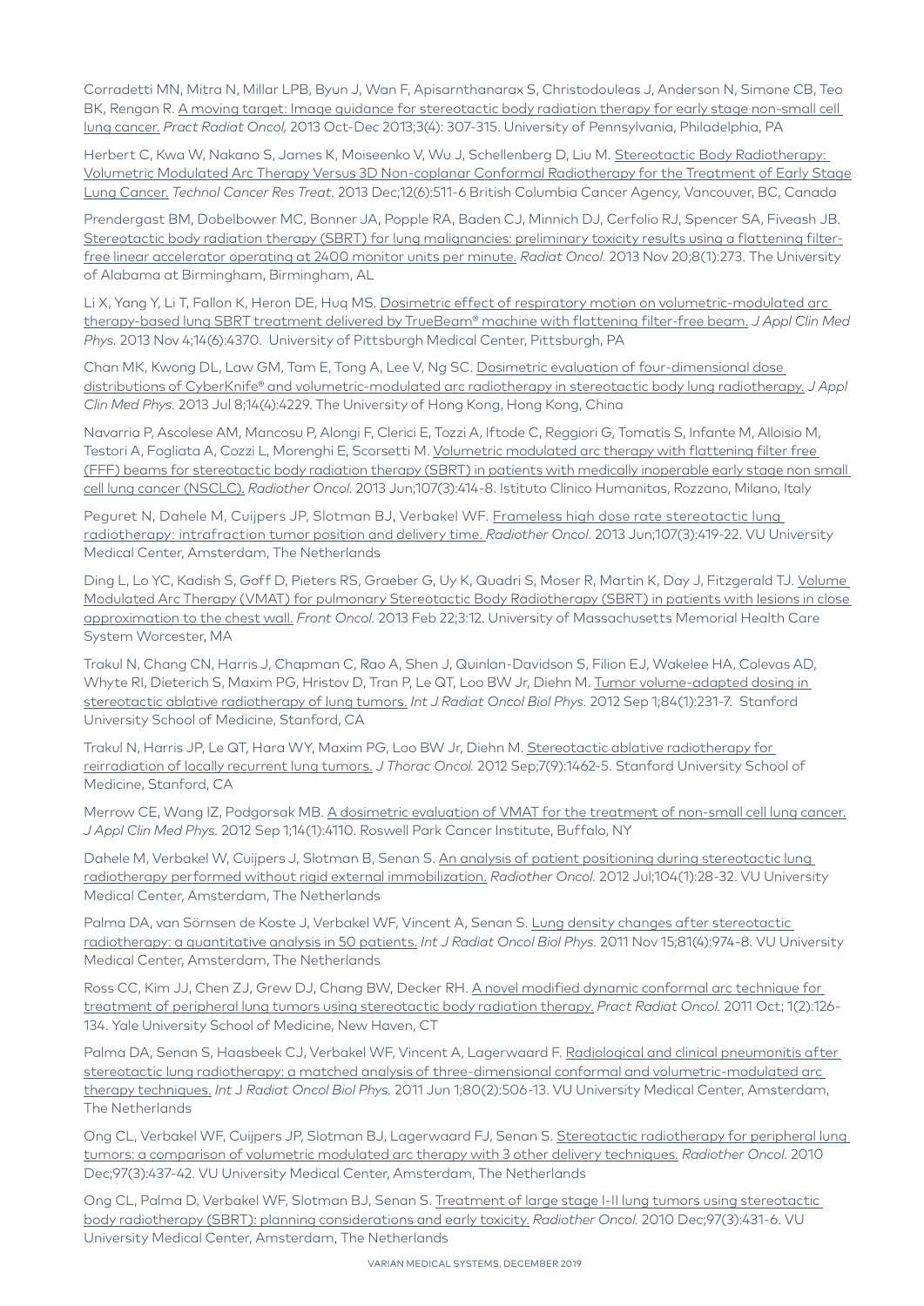Corradetti MN, Mitra N, Millar LPB, Byun J, Wan F, Apisarnthanarax S, Christodouleas J, Anderson N, Simone CB, Teo BK, Rengan R. A moving target: Image guidance for stereotactic body radiation therapy for early stage non-small cell lung cancer. *Pract Radiat Oncol,* 2013 Oct-Dec 2013;3(4): 307-315. University of Pennsylvania, Philadelphia, PA

Herbert C, Kwa W, Nakano S, James K, Moiseenko V, Wu J, Schellenberg D, Liu M. Stereotactic Body Radiotherapy: Volumetric Modulated Arc Therapy Versus 3D Non-coplanar Conformal Radiotherapy for the Treatment of Early Stage Lung Cancer. *Technol Cancer Res Treat.* 2013 Dec;12(6):511-6 British Columbia Cancer Agency, Vancouver, BC, Canada

Prendergast BM, Dobelbower MC, Bonner JA, Popple RA, Baden CJ, Minnich DJ, Cerfolio RJ, Spencer SA, Fiveash JB. Stereotactic body radiation therapy (SBRT) for lung malignancies: preliminary toxicity results using a flattening filter-free linear accelerator operating at 2400 monitor units per minute. *Radiat Oncol.* 2013 Nov 20;8(1):273. The University of Alabama at Birmingham, Birmingham, AL

Li X, Yang Y, Li T, Fallon K, Heron DE, Huq MS. Dosimetric effect of respiratory motion on volumetric-modulated arc therapy-based lung SBRT treatment delivered by TrueBeam® machine with flattening filter-free beam. *J Appl Clin Med Phys.* 2013 Nov 4;14(6):4370. University of Pittsburgh Medical Center, Pittsburgh, PA

Chan MK, Kwong DL, Law GM, Tam E, Tong A, Lee V, Ng SC. Dosimetric evaluation of four-dimensional dose distributions of CyberKnife® and volumetric-modulated arc radiotherapy in stereotactic body lung radiotherapy. *J Appl Clin Med Phys.* 2013 Jul 8;14(4):4229. The University of Hong Kong, Hong Kong, China

Navarria P, Ascolese AM, Mancosu P, Alongi F, Clerici E, Tozzi A, Iftode C, Reggiori G, Tomatis S, Infante M, Alloisio M, Testori A, Fogliata A, Cozzi L, Morenghi E, Scorsetti M. Volumetric modulated arc therapy with flattening filter free (FFF) beams for stereotactic body radiation therapy (SBRT) in patients with medically inoperable early stage non small cell lung cancer (NSCLC). *Radiother Oncol.* 2013 Jun;107(3):414-8. Istituto Clinico Humanitas, Rozzano, Milano, Italy

Peguret N, Dahele M, Cuijpers JP, Slotman BJ, Verbakel WF. Frameless high dose rate stereotactic lung radiotherapy: intrafraction tumor position and delivery time. *Radiother Oncol.* 2013 Jun;107(3):419-22. VU University Medical Center, Amsterdam, The Netherlands

Ding L, Lo YC, Kadish S, Goff D, Pieters RS, Graeber G, Uy K, Quadri S, Moser R, Martin K, Day J, Fitzgerald TJ. Volume Modulated Arc Therapy (VMAT) for pulmonary Stereotactic Body Radiotherapy (SBRT) in patients with lesions in close approximation to the chest wall. *Front Oncol.* 2013 Feb 22;3:12. University of Massachusetts Memorial Health Care System Worcester, MA

Trakul N, Chang CN, Harris J, Chapman C, Rao A, Shen J, Quinlan-Davidson S, Filion EJ, Wakelee HA, Colevas AD, Whyte RI, Dieterich S, Maxim PG, Hristov D, Tran P, Le QT, Loo BW Jr, Diehn M. Tumor volume-adapted dosing in stereotactic ablative radiotherapy of lung tumors. *Int J Radiat Oncol Biol Phys.* 2012 Sep 1;84(1):231-7. Stanford University School of Medicine, Stanford, CA

Trakul N, Harris JP, Le QT, Hara WY, Maxim PG, Loo BW Jr, Diehn M. Stereotactic ablative radiotherapy for reirradiation of locally recurrent lung tumors. *J Thorac Oncol.* 2012 Sep;7(9):1462-5. Stanford University School of Medicine, Stanford, CA

Merrow CE, Wang IZ, Podgorsak MB. A dosimetric evaluation of VMAT for the treatment of non-small cell lung cancer. *J Appl Clin Med Phys.* 2012 Sep 1;14(1):4110. Roswell Park Cancer Institute, Buffalo, NY

Dahele M, Verbakel W, Cuijpers J, Slotman B, Senan S. An analysis of patient positioning during stereotactic lung radiotherapy performed without rigid external immobilization. *Radiother Oncol.* 2012 Jul;104(1):28-32. VU University Medical Center, Amsterdam, The Netherlands

Palma DA, van Sörnsen de Koste J, Verbakel WF, Vincent A, Senan S. Lung density changes after stereotactic radiotherapy: a quantitative analysis in 50 patients. *Int J Radiat Oncol Biol Phys.* 2011 Nov 15;81(4):974-8. VU University Medical Center, Amsterdam, The Netherlands

Ross CC, Kim JJ, Chen ZJ, Grew DJ, Chang BW, Decker RH. A novel modified dynamic conformal arc technique for treatment of peripheral lung tumors using stereotactic body radiation therapy. *Pract Radiat Oncol.* 2011 Oct; 1(2):126-134. Yale University School of Medicine, New Haven, CT

Palma DA, Senan S, Haasbeek CJ, Verbakel WF, Vincent A, Lagerwaard F. Radiological and clinical pneumonitis after stereotactic lung radiotherapy: a matched analysis of three-dimensional conformal and volumetric-modulated arc therapy techniques. *Int J Radiat Oncol Biol Phys.* 2011 Jun 1;80(2):506-13. VU University Medical Center, Amsterdam, The Netherlands

Ong CL, Verbakel WF, Cuijpers JP, Slotman BJ, Lagerwaard FJ, Senan S. Stereotactic radiotherapy for peripheral lung tumors: a comparison of volumetric modulated arc therapy with 3 other delivery techniques. *Radiother Oncol.* 2010 Dec;97(3):437-42. VU University Medical Center, Amsterdam, The Netherlands

Ong CL, Palma D, Verbakel WF, Slotman BJ, Senan S. Treatment of large stage I-II lung tumors using stereotactic body radiotherapy (SBRT): planning considerations and early toxicity. *Radiother Oncol.* 2010 Dec;97(3):431-6. VU University Medical Center, Amsterdam, The Netherlands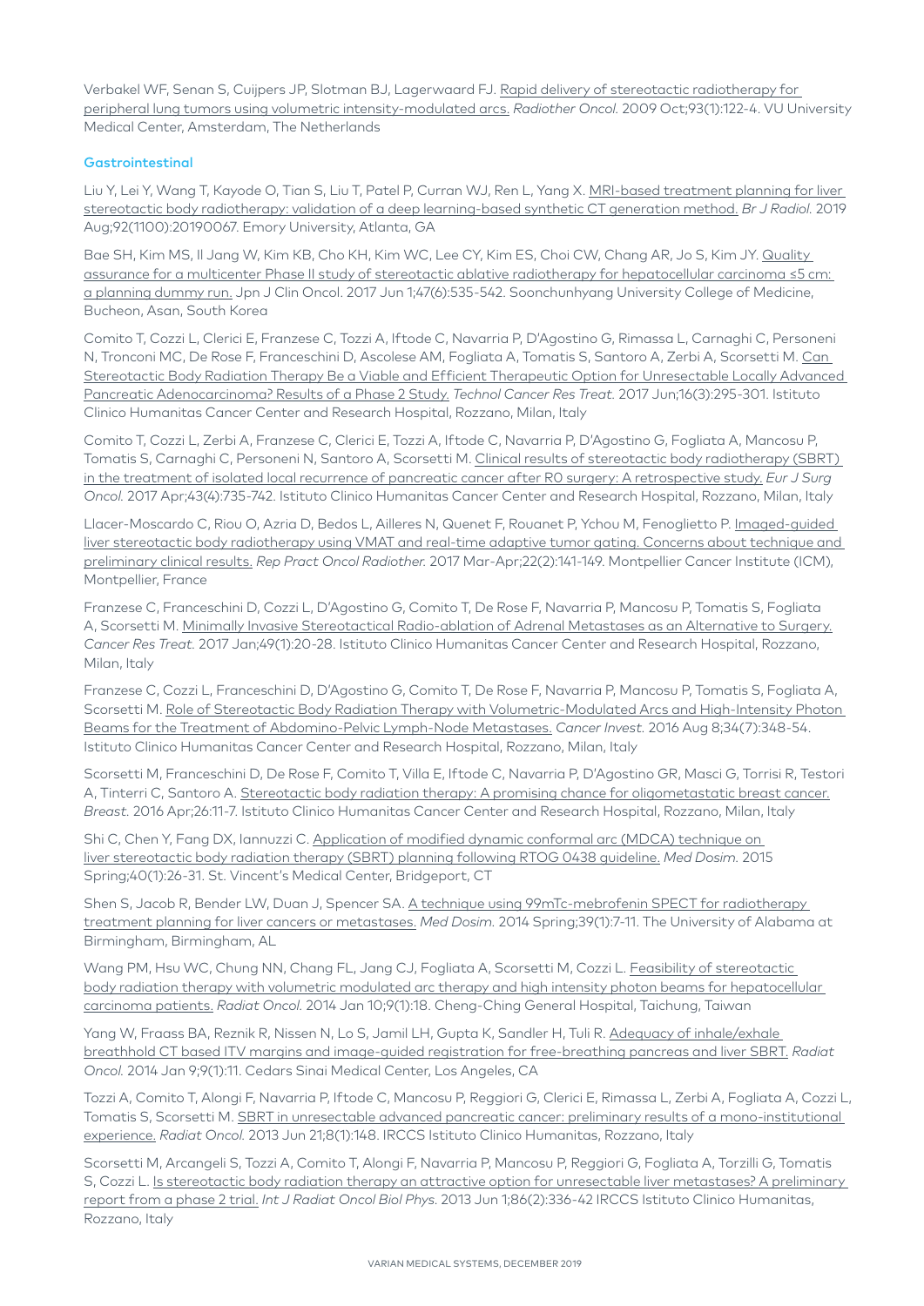Verbakel WF, Senan S, Cuijpers JP, Slotman BJ, Lagerwaard FJ. Rapid delivery of stereotactic radiotherapy for peripheral lung tumors using volumetric intensity-modulated arcs. *Radiother Oncol.* 2009 Oct;93(1):122-4. VU University Medical Center, Amsterdam, The Netherlands

### Gastrointestinal

Liu Y, Lei Y, Wang T, Kayode O, Tian S, Liu T, Patel P, Curran WJ, Ren L, Yang X. MRI-based treatment planning for liver stereotactic body radiotherapy: validation of a deep learning-based synthetic CT generation method. *Br J Radiol.* 2019 Aug;92(1100):20190067. Emory University, Atlanta, GA

Bae SH, Kim MS, Il Jang W, Kim KB, Cho KH, Kim WC, Lee CY, Kim ES, Choi CW, Chang AR, Jo S, Kim JY. Quality assurance for a multicenter Phase II study of stereotactic ablative radiotherapy for hepatocellular carcinoma ≤5 cm: a planning dummy run. Jpn J Clin Oncol. 2017 Jun 1;47(6):535-542. Soonchunhyang University College of Medicine, Bucheon, Asan, South Korea

Comito T, Cozzi L, Clerici E, Franzese C, Tozzi A, Iftode C, Navarria P, D'Agostino G, Rimassa L, Carnaghi C, Personeni N, Tronconi MC, De Rose F, Franceschini D, Ascolese AM, Fogliata A, Tomatis S, Santoro A, Zerbi A, Scorsetti M. Can Stereotactic Body Radiation Therapy Be a Viable and Efficient Therapeutic Option for Unresectable Locally Advanced Pancreatic Adenocarcinoma? Results of a Phase 2 Study. *Technol Cancer Res Treat.* 2017 Jun;16(3):295-301. Istituto Clinico Humanitas Cancer Center and Research Hospital, Rozzano, Milan, Italy

Comito T, Cozzi L, Zerbi A, Franzese C, Clerici E, Tozzi A, Iftode C, Navarria P, D'Agostino G, Fogliata A, Mancosu P, Tomatis S, Carnaghi C, Personeni N, Santoro A, Scorsetti M. Clinical results of stereotactic body radiotherapy (SBRT) in the treatment of isolated local recurrence of pancreatic cancer after R0 surgery: A retrospective study. *Eur J Surg Oncol.* 2017 Apr;43(4):735-742. Istituto Clinico Humanitas Cancer Center and Research Hospital, Rozzano, Milan, Italy

Llacer-Moscardo C, Riou O, Azria D, Bedos L, Ailleres N, Quenet F, Rouanet P, Ychou M, Fenoglietto P. Imaged-guided liver stereotactic body radiotherapy using VMAT and real-time adaptive tumor gating. Concerns about technique and preliminary clinical results. *Rep Pract Oncol Radiother.* 2017 Mar-Apr;22(2):141-149. Montpellier Cancer Institute (ICM), Montpellier, France

Franzese C, Franceschini D, Cozzi L, D'Agostino G, Comito T, De Rose F, Navarria P, Mancosu P, Tomatis S, Fogliata A, Scorsetti M. Minimally Invasive Stereotactical Radio-ablation of Adrenal Metastases as an Alternative to Surgery. *Cancer Res Treat.* 2017 Jan;49(1):20-28. Istituto Clinico Humanitas Cancer Center and Research Hospital, Rozzano, Milan, Italy

Franzese C, Cozzi L, Franceschini D, D'Agostino G, Comito T, De Rose F, Navarria P, Mancosu P, Tomatis S, Fogliata A, Scorsetti M. Role of Stereotactic Body Radiation Therapy with Volumetric-Modulated Arcs and High-Intensity Photon Beams for the Treatment of Abdomino-Pelvic Lymph-Node Metastases. *Cancer Invest.* 2016 Aug 8;34(7):348-54. Istituto Clinico Humanitas Cancer Center and Research Hospital, Rozzano, Milan, Italy

Scorsetti M, Franceschini D, De Rose F, Comito T, Villa E, Iftode C, Navarria P, D'Agostino GR, Masci G, Torrisi R, Testori A, Tinterri C, Santoro A. Stereotactic body radiation therapy: A promising chance for oligometastatic breast cancer. *Breast.* 2016 Apr;26:11-7. Istituto Clinico Humanitas Cancer Center and Research Hospital, Rozzano, Milan, Italy

Shi C, Chen Y, Fang DX, Iannuzzi C. Application of modified dynamic conformal arc (MDCA) technique on liver stereotactic body radiation therapy (SBRT) planning following RTOG 0438 guideline. *Med Dosim.* 2015 Spring;40(1):26-31. St. Vincent's Medical Center, Bridgeport, CT

Shen S, Jacob R, Bender LW, Duan J, Spencer SA. A technique using 99mTc-mebrofenin SPECT for radiotherapy treatment planning for liver cancers or metastases. *Med Dosim.* 2014 Spring;39(1):7-11. The University of Alabama at Birmingham, Birmingham, AL

Wang PM, Hsu WC, Chung NN, Chang FL, Jang CJ, Fogliata A, Scorsetti M, Cozzi L. Feasibility of stereotactic body radiation therapy with volumetric modulated arc therapy and high intensity photon beams for hepatocellular carcinoma patients. *Radiat Oncol.* 2014 Jan 10;9(1):18. Cheng-Ching General Hospital, Taichung, Taiwan

Yang W, Fraass BA, Reznik R, Nissen N, Lo S, Jamil LH, Gupta K, Sandler H, Tuli R. Adequacy of inhale/exhale breathhold CT based ITV margins and image-guided registration for free-breathing pancreas and liver SBRT. *Radiat Oncol.* 2014 Jan 9;9(1):11. Cedars Sinai Medical Center, Los Angeles, CA

Tozzi A, Comito T, Alongi F, Navarria P, Iftode C, Mancosu P, Reggiori G, Clerici E, Rimassa L, Zerbi A, Fogliata A, Cozzi L, Tomatis S, Scorsetti M. SBRT in unresectable advanced pancreatic cancer: preliminary results of a mono-institutional experience. *Radiat Oncol.* 2013 Jun 21;8(1):148. IRCCS Istituto Clinico Humanitas, Rozzano, Italy

Scorsetti M, Arcangeli S, Tozzi A, Comito T, Alongi F, Navarria P, Mancosu P, Reggiori G, Fogliata A, Torzilli G, Tomatis S, Cozzi L. Is stereotactic body radiation therapy an attractive option for unresectable liver metastases? A preliminary report from a phase 2 trial. *Int J Radiat Oncol Biol Phys.* 2013 Jun 1;86(2):336-42 IRCCS Istituto Clinico Humanitas, Rozzano, Italy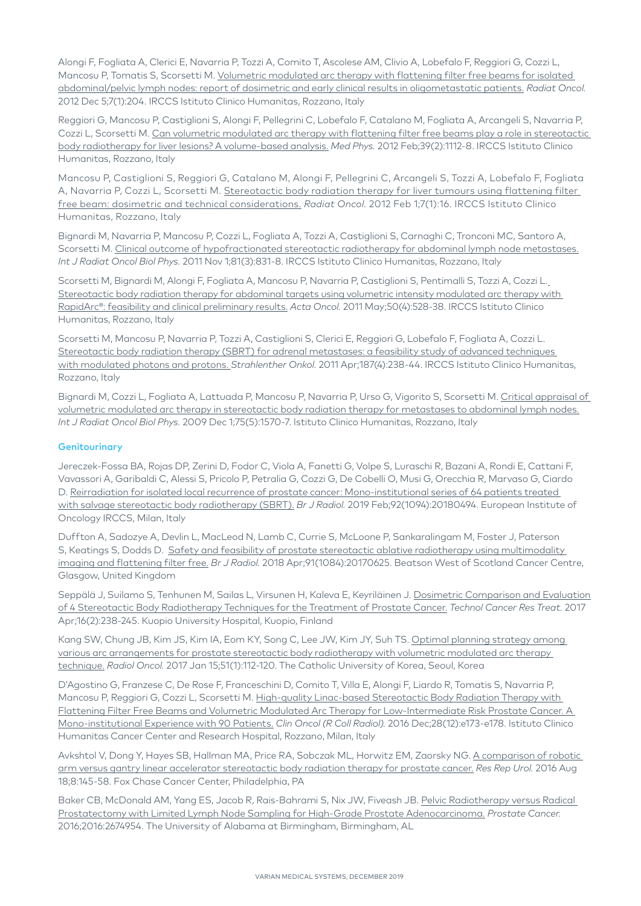Alongi F, Fogliata A, Clerici E, Navarria P, Tozzi A, Comito T, Ascolese AM, Clivio A, Lobefalo F, Reggiori G, Cozzi L, Mancosu P, Tomatis S, Scorsetti M. Volumetric modulated arc therapy with flattening filter free beams for isolated abdominal/pelvic lymph nodes: report of dosimetric and early clinical results in oligometastatic patients. *Radiat Oncol.* 2012 Dec 5;7(1):204. IRCCS Istituto Clinico Humanitas, Rozzano, Italy

Reggiori G, Mancosu P, Castiglioni S, Alongi F, Pellegrini C, Lobefalo F, Catalano M, Fogliata A, Arcangeli S, Navarria P, Cozzi L, Scorsetti M. Can volumetric modulated arc therapy with flattening filter free beams play a role in stereotactic body radiotherapy for liver lesions? A volume-based analysis. *Med Phys.* 2012 Feb;39(2):1112-8. IRCCS Istituto Clinico Humanitas, Rozzano, Italy

Mancosu P, Castiglioni S, Reggiori G, Catalano M, Alongi F, Pellegrini C, Arcangeli S, Tozzi A, Lobefalo F, Fogliata A, Navarria P, Cozzi L, Scorsetti M. Stereotactic body radiation therapy for liver tumours using flattening filter free beam: dosimetric and technical considerations. *Radiat Oncol.* 2012 Feb 1;7(1):16. IRCCS Istituto Clinico Humanitas, Rozzano, Italy

Bignardi M, Navarria P, Mancosu P, Cozzi L, Fogliata A, Tozzi A, Castiglioni S, Carnaghi C, Tronconi MC, Santoro A, Scorsetti M. Clinical outcome of hypofractionated stereotactic radiotherapy for abdominal lymph node metastases. *Int J Radiat Oncol Biol Phys.* 2011 Nov 1;81(3):831-8. IRCCS Istituto Clinico Humanitas, Rozzano, Italy

Scorsetti M, Bignardi M, Alongi F, Fogliata A, Mancosu P, Navarria P, Castiglioni S, Pentimalli S, Tozzi A, Cozzi L. Stereotactic body radiation therapy for abdominal targets using volumetric intensity modulated arc therapy with RapidArc®: feasibility and clinical preliminary results. *Acta Oncol.* 2011 May;50(4):528-38. IRCCS Istituto Clinico Humanitas, Rozzano, Italy

Scorsetti M, Mancosu P, Navarria P, Tozzi A, Castiglioni S, Clerici E, Reggiori G, Lobefalo F, Fogliata A, Cozzi L. Stereotactic body radiation therapy (SBRT) for adrenal metastases: a feasibility study of advanced techniques with modulated photons and protons. *Strahlenther Onkol.* 2011 Apr;187(4):238-44. IRCCS Istituto Clinico Humanitas, Rozzano, Italy

Bignardi M, Cozzi L, Fogliata A, Lattuada P, Mancosu P, Navarria P, Urso G, Vigorito S, Scorsetti M. Critical appraisal of volumetric modulated arc therapy in stereotactic body radiation therapy for metastases to abdominal lymph nodes. *Int J Radiat Oncol Biol Phys.* 2009 Dec 1;75(5):1570-7. Istituto Clinico Humanitas, Rozzano, Italy

### Genitourinary

Jereczek-Fossa BA, Rojas DP, Zerini D, Fodor C, Viola A, Fanetti G, Volpe S, Luraschi R, Bazani A, Rondi E, Cattani F, Vavassori A, Garibaldi C, Alessi S, Pricolo P, Petralia G, Cozzi G, De Cobelli O, Musi G, Orecchia R, Marvaso G, Ciardo D. Reirradiation for isolated local recurrence of prostate cancer: Mono-institutional series of 64 patients treated with salvage stereotactic body radiotherapy (SBRT). *Br J Radiol.* 2019 Feb;92(1094):20180494. European Institute of Oncology IRCCS, Milan, Italy

Duffton A, Sadozye A, Devlin L, MacLeod N, Lamb C, Currie S, McLoone P, Sankaralingam M, Foster J, Paterson S, Keatings S, Dodds D. Safety and feasibility of prostate stereotactic ablative radiotherapy using multimodality imaging and flattening filter free. *Br J Radiol.* 2018 Apr;91(1084):20170625. Beatson West of Scotland Cancer Centre, Glasgow, United Kingdom

Seppälä J, Suilamo S, Tenhunen M, Sailas L, Virsunen H, Kaleva E, Keyriläinen J. Dosimetric Comparison and Evaluation of 4 Stereotactic Body Radiotherapy Techniques for the Treatment of Prostate Cancer. *Technol Cancer Res Treat.* 2017 Apr;16(2):238-245. Kuopio University Hospital, Kuopio, Finland

Kang SW, Chung JB, Kim JS, Kim IA, Eom KY, Song C, Lee JW, Kim JY, Suh TS. Optimal planning strategy among various arc arrangements for prostate stereotactic body radiotherapy with volumetric modulated arc therapy technique. *Radiol Oncol.* 2017 Jan 15;51(1):112-120. The Catholic University of Korea, Seoul, Korea

D'Agostino G, Franzese C, De Rose F, Franceschini D, Comito T, Villa E, Alongi F, Liardo R, Tomatis S, Navarria P, Mancosu P, Reggiori G, Cozzi L, Scorsetti M. High-quality Linac-based Stereotactic Body Radiation Therapy with Flattening Filter Free Beams and Volumetric Modulated Arc Therapy for Low-Intermediate Risk Prostate Cancer. A Mono-institutional Experience with 90 Patients. *Clin Oncol (R Coll Radiol).* 2016 Dec;28(12):e173-e178. Istituto Clinico Humanitas Cancer Center and Research Hospital, Rozzano, Milan, Italy

Avkshtol V, Dong Y, Hayes SB, Hallman MA, Price RA, Sobczak ML, Horwitz EM, Zaorsky NG. A comparison of robotic arm versus gantry linear accelerator stereotactic body radiation therapy for prostate cancer. *Res Rep Urol.* 2016 Aug 18;8:145-58. Fox Chase Cancer Center, Philadelphia, PA

Baker CB, McDonald AM, Yang ES, Jacob R, Rais-Bahrami S, Nix JW, Fiveash JB. Pelvic Radiotherapy versus Radical Prostatectomy with Limited Lymph Node Sampling for High-Grade Prostate Adenocarcinoma. *Prostate Cancer.* 2016;2016:2674954. The University of Alabama at Birmingham, Birmingham, AL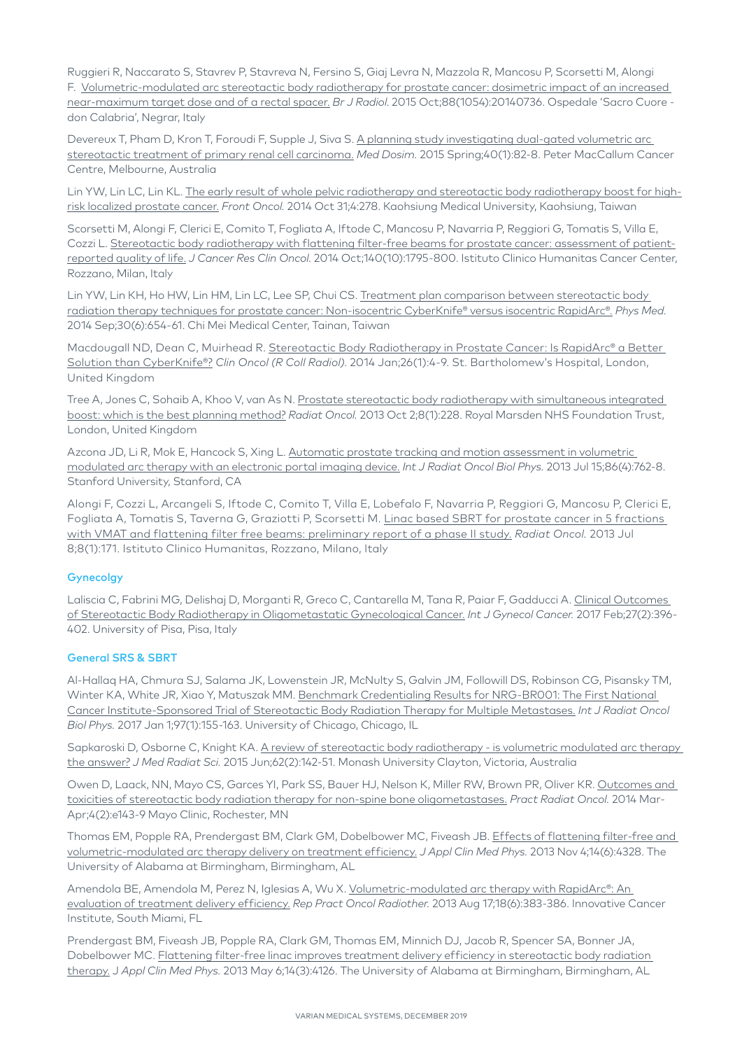Ruggieri R, Naccarato S, Stavrev P, Stavreva N, Fersino S, Giaj Levra N, Mazzola R, Mancosu P, Scorsetti M, Alongi F. Volumetric-modulated arc stereotactic body radiotherapy for prostate cancer: dosimetric impact of an increased near-maximum target dose and of a rectal spacer. *Br J Radiol.* 2015 Oct;88(1054):20140736. Ospedale 'Sacro Cuore - don Calabria', Negrar, Italy

Devereux T, Pham D, Kron T, Foroudi F, Supple J, Siva S. A planning study investigating dual-gated volumetric arc stereotactic treatment of primary renal cell carcinoma. *Med Dosim.* 2015 Spring;40(1):82-8. Peter MacCallum Cancer Centre, Melbourne, Australia

Lin YW, Lin LC, Lin KL. The early result of whole pelvic radiotherapy and stereotactic body radiotherapy boost for high-risk localized prostate cancer. *Front Oncol.* 2014 Oct 31;4:278. Kaohsiung Medical University, Kaohsiung, Taiwan

Scorsetti M, Alongi F, Clerici E, Comito T, Fogliata A, Iftode C, Mancosu P, Navarria P, Reggiori G, Tomatis S, Villa E, Cozzi L. Stereotactic body radiotherapy with flattening filter-free beams for prostate cancer: assessment of patient-reported quality of life. *J Cancer Res Clin Oncol.* 2014 Oct;140(10):1795-800. Istituto Clinico Humanitas Cancer Center, Rozzano, Milan, Italy

Lin YW, Lin KH, Ho HW, Lin HM, Lin LC, Lee SP, Chui CS. Treatment plan comparison between stereotactic body radiation therapy techniques for prostate cancer: Non-isocentric CyberKnife® versus isocentric RapidArc®. *Phys Med.* 2014 Sep;30(6):654-61. Chi Mei Medical Center, Tainan, Taiwan

Macdougall ND, Dean C, Muirhead R. Stereotactic Body Radiotherapy in Prostate Cancer: Is RapidArc® a Better Solution than CyberKnife®? *Clin Oncol (R Coll Radiol).* 2014 Jan;26(1):4-9. St. Bartholomew's Hospital, London, United Kingdom

Tree A, Jones C, Sohaib A, Khoo V, van As N. Prostate stereotactic body radiotherapy with simultaneous integrated boost: which is the best planning method? *Radiat Oncol.* 2013 Oct 2;8(1):228. Royal Marsden NHS Foundation Trust, London, United Kingdom

Azcona JD, Li R, Mok E, Hancock S, Xing L. Automatic prostate tracking and motion assessment in volumetric modulated arc therapy with an electronic portal imaging device. *Int J Radiat Oncol Biol Phys.* 2013 Jul 15;86(4):762-8. Stanford University, Stanford, CA

Alongi F, Cozzi L, Arcangeli S, Iftode C, Comito T, Villa E, Lobefalo F, Navarria P, Reggiori G, Mancosu P, Clerici E, Fogliata A, Tomatis S, Taverna G, Graziotti P, Scorsetti M. Linac based SBRT for prostate cancer in 5 fractions with VMAT and flattening filter free beams: preliminary report of a phase II study. *Radiat Oncol.* 2013 Jul 8;8(1):171. Istituto Clinico Humanitas, Rozzano, Milano, Italy

### Gynecolgy

Laliscia C, Fabrini MG, Delishaj D, Morganti R, Greco C, Cantarella M, Tana R, Paiar F, Gadducci A. Clinical Outcomes of Stereotactic Body Radiotherapy in Oligometastatic Gynecological Cancer. *Int J Gynecol Cancer.* 2017 Feb;27(2):396-402. University of Pisa, Pisa, Italy

### General SRS & SBRT

Al-Hallaq HA, Chmura SJ, Salama JK, Lowenstein JR, McNulty S, Galvin JM, Followill DS, Robinson CG, Pisansky TM, Winter KA, White JR, Xiao Y, Matuszak MM. Benchmark Credentialing Results for NRG-BR001: The First National Cancer Institute-Sponsored Trial of Stereotactic Body Radiation Therapy for Multiple Metastases. *Int J Radiat Oncol Biol Phys.* 2017 Jan 1;97(1):155-163. University of Chicago, Chicago, IL

Sapkaroski D, Osborne C, Knight KA. A review of stereotactic body radiotherapy - is volumetric modulated arc therapy the answer? *J Med Radiat Sci.* 2015 Jun;62(2):142-51. Monash University Clayton, Victoria, Australia

Owen D, Laack, NN, Mayo CS, Garces YI, Park SS, Bauer HJ, Nelson K, Miller RW, Brown PR, Oliver KR. Outcomes and toxicities of stereotactic body radiation therapy for non-spine bone oligometastases. *Pract Radiat Oncol.* 2014 Mar-Apr;4(2):e143-9 Mayo Clinic, Rochester, MN

Thomas EM, Popple RA, Prendergast BM, Clark GM, Dobelbower MC, Fiveash JB. Effects of flattening filter-free and volumetric-modulated arc therapy delivery on treatment efficiency. *J Appl Clin Med Phys.* 2013 Nov 4;14(6):4328. The University of Alabama at Birmingham, Birmingham, AL

Amendola BE, Amendola M, Perez N, Iglesias A, Wu X. Volumetric-modulated arc therapy with RapidArc®: An evaluation of treatment delivery efficiency. *Rep Pract Oncol Radiother.* 2013 Aug 17;18(6):383-386. Innovative Cancer Institute, South Miami, FL

Prendergast BM, Fiveash JB, Popple RA, Clark GM, Thomas EM, Minnich DJ, Jacob R, Spencer SA, Bonner JA, Dobelbower MC. Flattening filter-free linac improves treatment delivery efficiency in stereotactic body radiation therapy. *J Appl Clin Med Phys.* 2013 May 6;14(3):4126. The University of Alabama at Birmingham, Birmingham, AL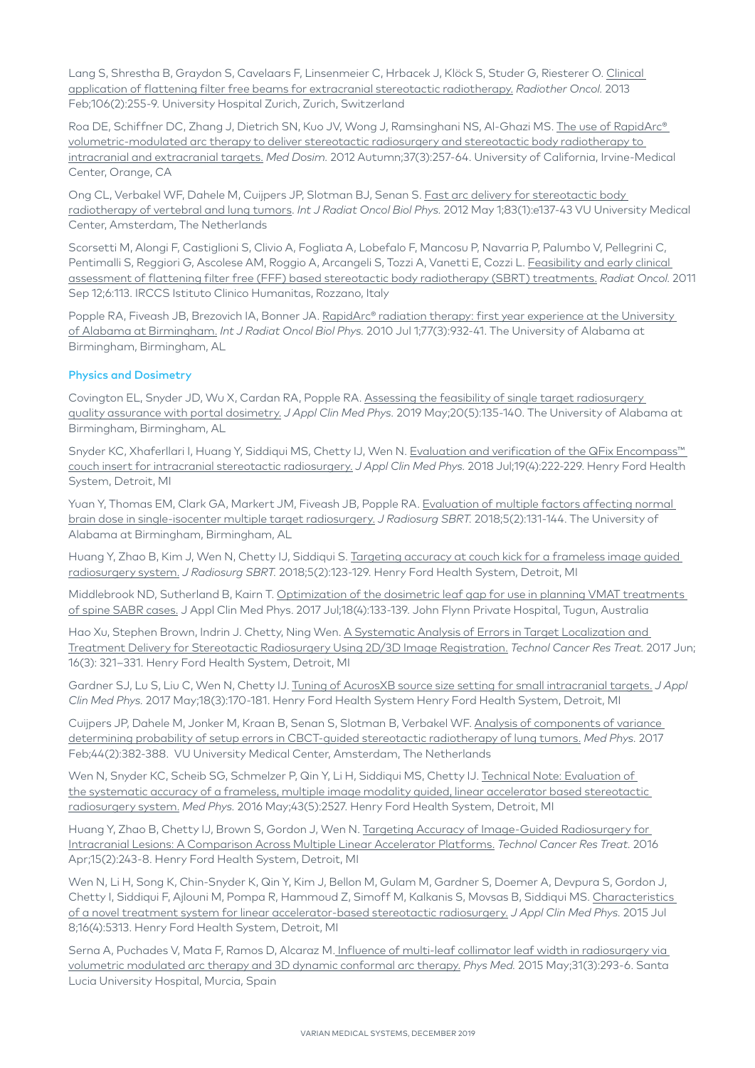Lang S, Shrestha B, Graydon S, Cavelaars F, Linsenmeier C, Hrbacek J, Klöck S, Studer G, Riesterer O. Clinical application of flattening filter free beams for extracranial stereotactic radiotherapy. *Radiother Oncol.* 2013 Feb;106(2):255-9. University Hospital Zurich, Zurich, Switzerland

Roa DE, Schiffner DC, Zhang J, Dietrich SN, Kuo JV, Wong J, Ramsinghani NS, Al-Ghazi MS. The use of RapidArc® volumetric-modulated arc therapy to deliver stereotactic radiosurgery and stereotactic body radiotherapy to intracranial and extracranial targets. *Med Dosim.* 2012 Autumn;37(3):257-64. University of California, Irvine-Medical Center, Orange, CA

Ong CL, Verbakel WF, Dahele M, Cuijpers JP, Slotman BJ, Senan S. Fast arc delivery for stereotactic body radiotherapy of vertebral and lung tumors. *Int J Radiat Oncol Biol Phys.* 2012 May 1;83(1):e137-43 VU University Medical Center, Amsterdam, The Netherlands

Scorsetti M, Alongi F, Castiglioni S, Clivio A, Fogliata A, Lobefalo F, Mancosu P, Navarria P, Palumbo V, Pellegrini C, Pentimalli S, Reggiori G, Ascolese AM, Roggio A, Arcangeli S, Tozzi A, Vanetti E, Cozzi L. Feasibility and early clinical assessment of flattening filter free (FFF) based stereotactic body radiotherapy (SBRT) treatments. *Radiat Oncol.* 2011 Sep 12;6:113. IRCCS Istituto Clinico Humanitas, Rozzano, Italy

Popple RA, Fiveash JB, Brezovich IA, Bonner JA. RapidArc® radiation therapy: first year experience at the University of Alabama at Birmingham. *Int J Radiat Oncol Biol Phys.* 2010 Jul 1;77(3):932-41. The University of Alabama at Birmingham, Birmingham, AL

### Physics and Dosimetry

Covington EL, Snyder JD, Wu X, Cardan RA, Popple RA. Assessing the feasibility of single target radiosurgery quality assurance with portal dosimetry. *J Appl Clin Med Phys.* 2019 May;20(5):135-140. The University of Alabama at Birmingham, Birmingham, AL

Snyder KC, Xhaferllari I, Huang Y, Siddiqui MS, Chetty IJ, Wen N. Evaluation and verification of the QFix Encompass™ couch insert for intracranial stereotactic radiosurgery. *J Appl Clin Med Phys.* 2018 Jul;19(4):222-229. Henry Ford Health System, Detroit, MI

Yuan Y, Thomas EM, Clark GA, Markert JM, Fiveash JB, Popple RA. Evaluation of multiple factors affecting normal brain dose in single-isocenter multiple target radiosurgery. *J Radiosurg SBRT.* 2018;5(2):131-144. The University of Alabama at Birmingham, Birmingham, AL

Huang Y, Zhao B, Kim J, Wen N, Chetty IJ, Siddiqui S. Targeting accuracy at couch kick for a frameless image guided radiosurgery system. *J Radiosurg SBRT.* 2018;5(2):123-129. Henry Ford Health System, Detroit, MI

Middlebrook ND, Sutherland B, Kairn T. Optimization of the dosimetric leaf gap for use in planning VMAT treatments of spine SABR cases. J Appl Clin Med Phys. 2017 Jul;18(4):133-139. John Flynn Private Hospital, Tugun, Australia

Hao Xu, Stephen Brown, Indrin J. Chetty, Ning Wen. A Systematic Analysis of Errors in Target Localization and Treatment Delivery for Stereotactic Radiosurgery Using 2D/3D Image Registration. *Technol Cancer Res Treat.* 2017 Jun; 16(3): 321–331. Henry Ford Health System, Detroit, MI

Gardner SJ, Lu S, Liu C, Wen N, Chetty IJ. Tuning of AcurosXB source size setting for small intracranial targets. *J Appl Clin Med Phys.* 2017 May;18(3):170-181. Henry Ford Health System Henry Ford Health System, Detroit, MI

Cuijpers JP, Dahele M, Jonker M, Kraan B, Senan S, Slotman B, Verbakel WF. Analysis of components of variance determining probability of setup errors in CBCT-guided stereotactic radiotherapy of lung tumors. *Med Phys.* 2017 Feb;44(2):382-388. VU University Medical Center, Amsterdam, The Netherlands

Wen N, Snyder KC, Scheib SG, Schmelzer P, Qin Y, Li H, Siddiqui MS, Chetty IJ. Technical Note: Evaluation of the systematic accuracy of a frameless, multiple image modality guided, linear accelerator based stereotactic radiosurgery system. *Med Phys.* 2016 May;43(5):2527. Henry Ford Health System, Detroit, MI

Huang Y, Zhao B, Chetty IJ, Brown S, Gordon J, Wen N. Targeting Accuracy of Image-Guided Radiosurgery for Intracranial Lesions: A Comparison Across Multiple Linear Accelerator Platforms. *Technol Cancer Res Treat.* 2016 Apr;15(2):243-8. Henry Ford Health System, Detroit, MI

Wen N, Li H, Song K, Chin-Snyder K, Qin Y, Kim J, Bellon M, Gulam M, Gardner S, Doemer A, Devpura S, Gordon J, Chetty I, Siddiqui F, Ajlouni M, Pompa R, Hammoud Z, Simoff M, Kalkanis S, Movsas B, Siddiqui MS. Characteristics of a novel treatment system for linear accelerator-based stereotactic radiosurgery. *J Appl Clin Med Phys.* 2015 Jul 8;16(4):5313. Henry Ford Health System, Detroit, MI

Serna A, Puchades V, Mata F, Ramos D, Alcaraz M. Influence of multi-leaf collimator leaf width in radiosurgery via volumetric modulated arc therapy and 3D dynamic conformal arc therapy. *Phys Med.* 2015 May;31(3):293-6. Santa Lucia University Hospital, Murcia, Spain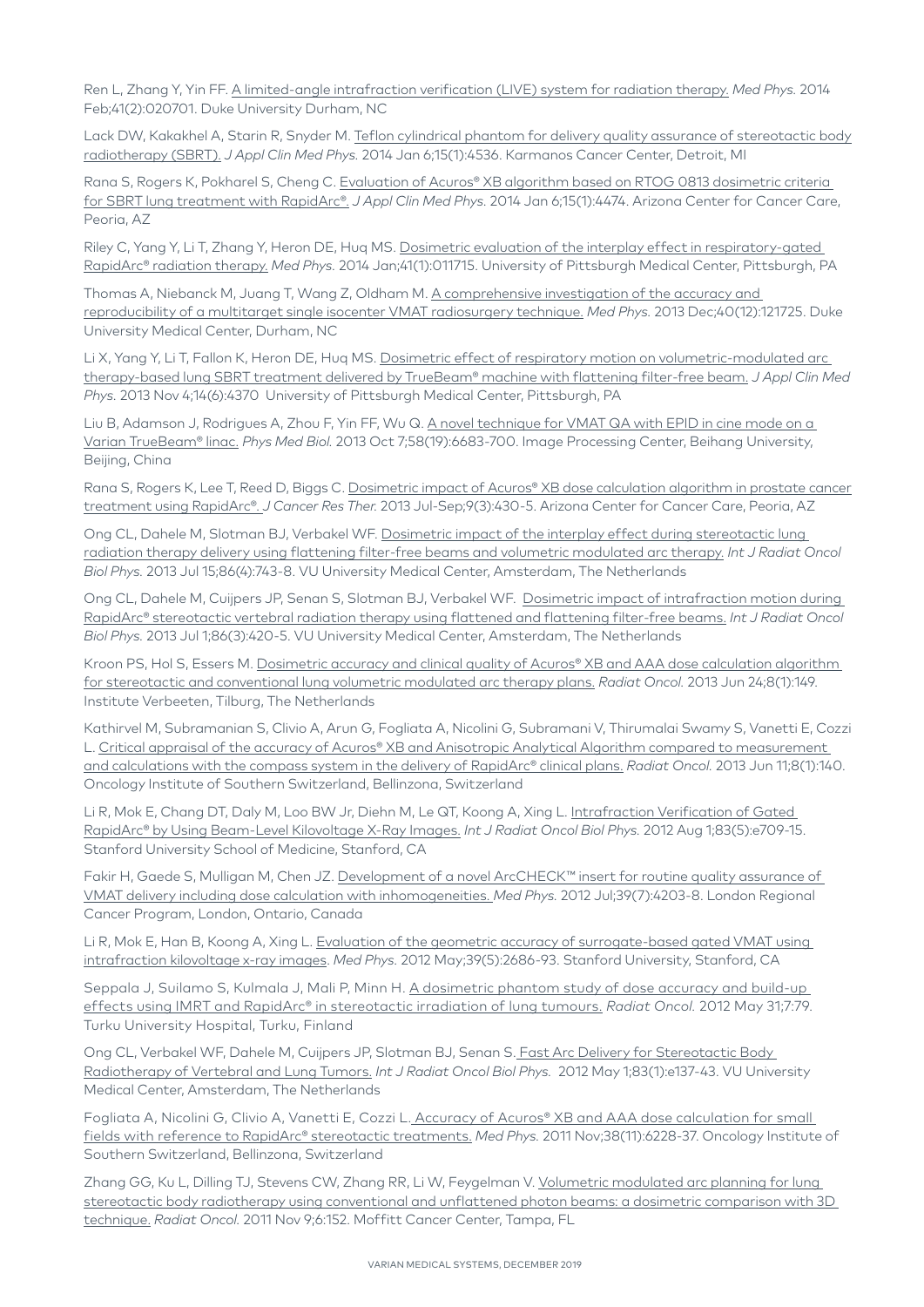Ren L, Zhang Y, Yin FF. A limited-angle intrafraction verification (LIVE) system for radiation therapy. *Med Phys.* 2014 Feb;41(2):020701. Duke University Durham, NC

Lack DW, Kakakhel A, Starin R, Snyder M. Teflon cylindrical phantom for delivery quality assurance of stereotactic body radiotherapy (SBRT). *J Appl Clin Med Phys.* 2014 Jan 6;15(1):4536. Karmanos Cancer Center, Detroit, MI

Rana S, Rogers K, Pokharel S, Cheng C. Evaluation of Acuros® XB algorithm based on RTOG 0813 dosimetric criteria for SBRT lung treatment with RapidArc®. *J Appl Clin Med Phys.* 2014 Jan 6;15(1):4474. Arizona Center for Cancer Care, Peoria, AZ

Riley C, Yang Y, Li T, Zhang Y, Heron DE, Huq MS. Dosimetric evaluation of the interplay effect in respiratory-gated RapidArc® radiation therapy. *Med Phys.* 2014 Jan;41(1):011715. University of Pittsburgh Medical Center, Pittsburgh, PA

Thomas A, Niebanck M, Juang T, Wang Z, Oldham M. A comprehensive investigation of the accuracy and reproducibility of a multitarget single isocenter VMAT radiosurgery technique. *Med Phys.* 2013 Dec;40(12):121725. Duke University Medical Center, Durham, NC

Li X, Yang Y, Li T, Fallon K, Heron DE, Huq MS. Dosimetric effect of respiratory motion on volumetric-modulated arc therapy-based lung SBRT treatment delivered by TrueBeam® machine with flattening filter-free beam. *J Appl Clin Med Phys.* 2013 Nov 4;14(6):4370 University of Pittsburgh Medical Center, Pittsburgh, PA

Liu B, Adamson J, Rodrigues A, Zhou F, Yin FF, Wu Q. A novel technique for VMAT QA with EPID in cine mode on a Varian TrueBeam® linac. *Phys Med Biol.* 2013 Oct 7;58(19):6683-700. Image Processing Center, Beihang University, Beijing, China

Rana S, Rogers K, Lee T, Reed D, Biggs C. Dosimetric impact of Acuros® XB dose calculation algorithm in prostate cancer treatment using RapidArc®. *J Cancer Res Ther.* 2013 Jul-Sep;9(3):430-5. Arizona Center for Cancer Care, Peoria, AZ

Ong CL, Dahele M, Slotman BJ, Verbakel WF. Dosimetric impact of the interplay effect during stereotactic lung radiation therapy delivery using flattening filter-free beams and volumetric modulated arc therapy. *Int J Radiat Oncol Biol Phys.* 2013 Jul 15;86(4):743-8. VU University Medical Center, Amsterdam, The Netherlands

Ong CL, Dahele M, Cuijpers JP, Senan S, Slotman BJ, Verbakel WF. Dosimetric impact of intrafraction motion during RapidArc® stereotactic vertebral radiation therapy using flattened and flattening filter-free beams. *Int J Radiat Oncol Biol Phys.* 2013 Jul 1;86(3):420-5. VU University Medical Center, Amsterdam, The Netherlands

Kroon PS, Hol S, Essers M. Dosimetric accuracy and clinical quality of Acuros® XB and AAA dose calculation algorithm for stereotactic and conventional lung volumetric modulated arc therapy plans. *Radiat Oncol.* 2013 Jun 24;8(1):149. Institute Verbeeten, Tilburg, The Netherlands

Kathirvel M, Subramanian S, Clivio A, Arun G, Fogliata A, Nicolini G, Subramani V, Thirumalai Swamy S, Vanetti E, Cozzi L. Critical appraisal of the accuracy of Acuros® XB and Anisotropic Analytical Algorithm compared to measurement and calculations with the compass system in the delivery of RapidArc® clinical plans. *Radiat Oncol.* 2013 Jun 11;8(1):140. Oncology Institute of Southern Switzerland, Bellinzona, Switzerland

Li R, Mok E, Chang DT, Daly M, Loo BW Jr, Diehn M, Le QT, Koong A, Xing L. Intrafraction Verification of Gated RapidArc® by Using Beam-Level Kilovoltage X-Ray Images. *Int J Radiat Oncol Biol Phys.* 2012 Aug 1;83(5):e709-15. Stanford University School of Medicine, Stanford, CA

Fakir H, Gaede S, Mulligan M, Chen JZ. Development of a novel ArcCHECK™ insert for routine quality assurance of VMAT delivery including dose calculation with inhomogeneities. *Med Phys.* 2012 Jul;39(7):4203-8. London Regional Cancer Program, London, Ontario, Canada

Li R, Mok E, Han B, Koong A, Xing L. Evaluation of the geometric accuracy of surrogate-based gated VMAT using intrafraction kilovoltage x-ray images. *Med Phys.* 2012 May;39(5):2686-93. Stanford University, Stanford, CA

Seppala J, Suilamo S, Kulmala J, Mali P, Minn H. A dosimetric phantom study of dose accuracy and build-up effects using IMRT and RapidArc® in stereotactic irradiation of lung tumours. *Radiat Oncol.* 2012 May 31;7:79. Turku University Hospital, Turku, Finland

Ong CL, Verbakel WF, Dahele M, Cuijpers JP, Slotman BJ, Senan S. Fast Arc Delivery for Stereotactic Body Radiotherapy of Vertebral and Lung Tumors. *Int J Radiat Oncol Biol Phys.* 2012 May 1;83(1):e137-43. VU University Medical Center, Amsterdam, The Netherlands

Fogliata A, Nicolini G, Clivio A, Vanetti E, Cozzi L. Accuracy of Acuros® XB and AAA dose calculation for small fields with reference to RapidArc® stereotactic treatments. *Med Phys.* 2011 Nov;38(11):6228-37. Oncology Institute of Southern Switzerland, Bellinzona, Switzerland

Zhang GG, Ku L, Dilling TJ, Stevens CW, Zhang RR, Li W, Feygelman V. Volumetric modulated arc planning for lung stereotactic body radiotherapy using conventional and unflattened photon beams: a dosimetric comparison with 3D technique. *Radiat Oncol.* 2011 Nov 9;6:152. Moffitt Cancer Center, Tampa, FL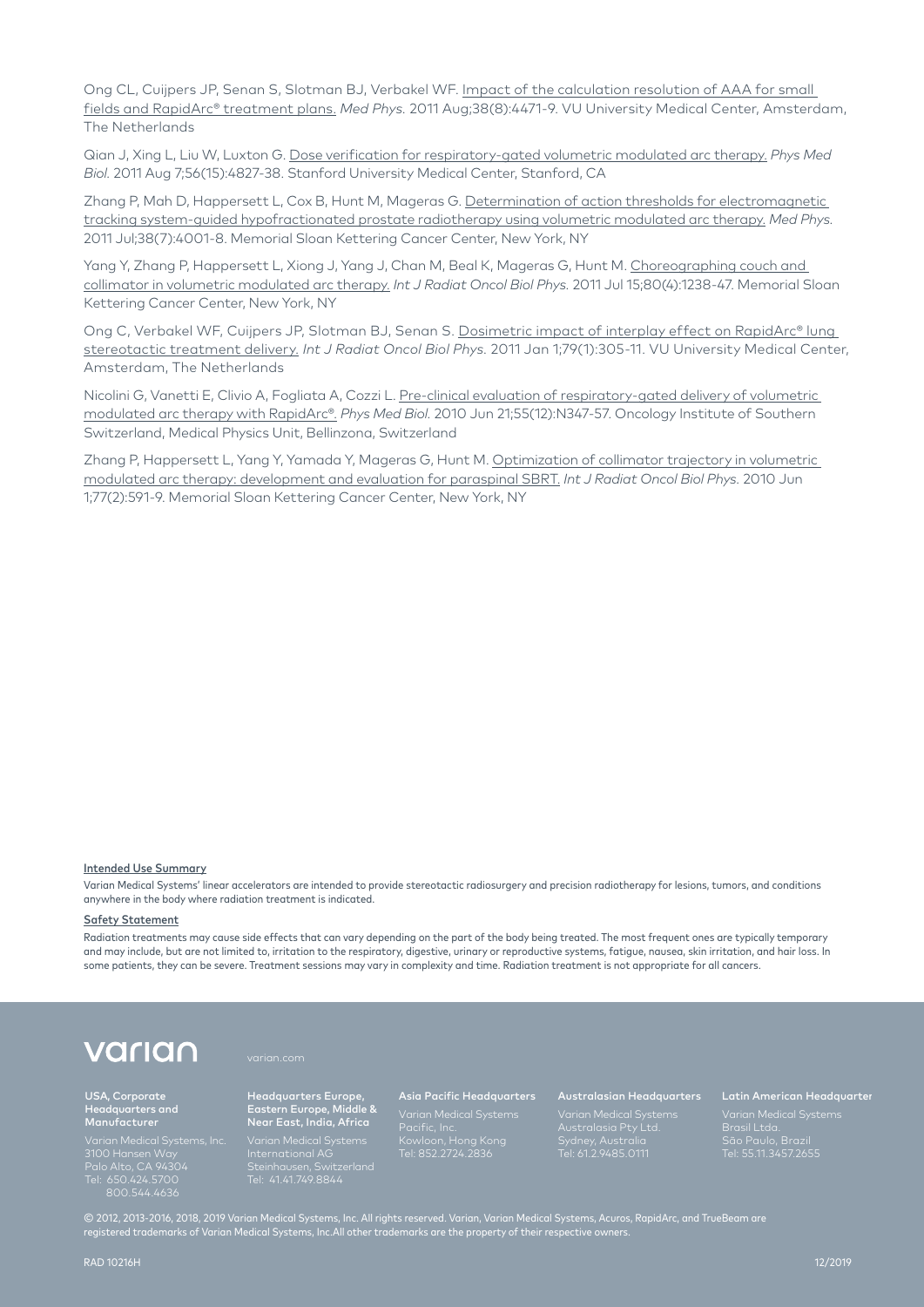Ong CL, Cuijpers JP, Senan S, Slotman BJ, Verbakel WF. Impact of the calculation resolution of AAA for small fields and RapidArc® treatment plans. *Med Phys.* 2011 Aug;38(8):4471-9. VU University Medical Center, Amsterdam, The Netherlands

Qian J, Xing L, Liu W, Luxton G. Dose verification for respiratory-gated volumetric modulated arc therapy. *Phys Med Biol.* 2011 Aug 7;56(15):4827-38. Stanford University Medical Center, Stanford, CA

Zhang P, Mah D, Happersett L, Cox B, Hunt M, Mageras G. Determination of action thresholds for electromagnetic tracking system-guided hypofractionated prostate radiotherapy using volumetric modulated arc therapy. *Med Phys.* 2011 Jul;38(7):4001-8. Memorial Sloan Kettering Cancer Center, New York, NY

Yang Y, Zhang P, Happersett L, Xiong J, Yang J, Chan M, Beal K, Mageras G, Hunt M. Choreographing couch and collimator in volumetric modulated arc therapy. *Int J Radiat Oncol Biol Phys.* 2011 Jul 15;80(4):1238-47. Memorial Sloan Kettering Cancer Center, New York, NY

Ong C, Verbakel WF, Cuijpers JP, Slotman BJ, Senan S. Dosimetric impact of interplay effect on RapidArc® lung stereotactic treatment delivery. *Int J Radiat Oncol Biol Phys.* 2011 Jan 1;79(1):305-11. VU University Medical Center, Amsterdam, The Netherlands

Nicolini G, Vanetti E, Clivio A, Fogliata A, Cozzi L. Pre-clinical evaluation of respiratory-gated delivery of volumetric modulated arc therapy with RapidArc®. *Phys Med Biol.* 2010 Jun 21;55(12):N347-57. Oncology Institute of Southern Switzerland, Medical Physics Unit, Bellinzona, Switzerland

Zhang P, Happersett L, Yang Y, Yamada Y, Mageras G, Hunt M. Optimization of collimator trajectory in volumetric modulated arc therapy: development and evaluation for paraspinal SBRT. *Int J Radiat Oncol Biol Phys.* 2010 Jun 1;77(2):591-9. Memorial Sloan Kettering Cancer Center, New York, NY

**Intended Use Summary**

Varian Medical Systems' linear accelerators are intended to provide stereotactic radiosurgery and precision radiotherapy for lesions, tumors, and conditions anywhere in the body where radiation treatment is indicated.

**Safety Statement**

Radiation treatments may cause side effects that can vary depending on the part of the body being treated. The most frequent ones are typically temporary and may include, but are not limited to, irritation to the respiratory, digestive, urinary or reproductive systems, fatigue, nausea, skin irritation, and hair loss. In some patients, they can be severe. Treatment sessions may vary in complexity and time. Radiation treatment is not appropriate for all cancers.

varian

varian.com

**USA, Corporate Headquarters and Manufacturer**
Varian Medical Systems, Inc.
3100 Hansen Way
Palo Alto, CA 94304
Tel: 650.424.5700
800.544.4636

**Headquarters Europe, Eastern Europe, Middle & Near East, India, Africa**
Varian Medical Systems International AG
Steinhausen, Switzerland
Tel: 41.41.749.8844

**Asia Pacific Headquarters**
Varian Medical Systems Pacific, Inc.
Kowloon, Hong Kong
Tel: 852.2724.2836

**Australasian Headquarters**
Varian Medical Systems Australasia Pty Ltd.
Sydney, Australia
Tel: 61.2.9485.0111

**Latin American Headquarter**
Varian Medical Systems Brasil Ltda.
São Paulo, Brazil
Tel: 55.11.3457.2655

© 2012, 2013-2016, 2018, 2019 Varian Medical Systems, Inc. All rights reserved. Varian, Varian Medical Systems, Acuros, RapidArc, and TrueBeam are registered trademarks of Varian Medical Systems, Inc.All other trademarks are the property of their respective owners.

RAD 10216H 12/2019